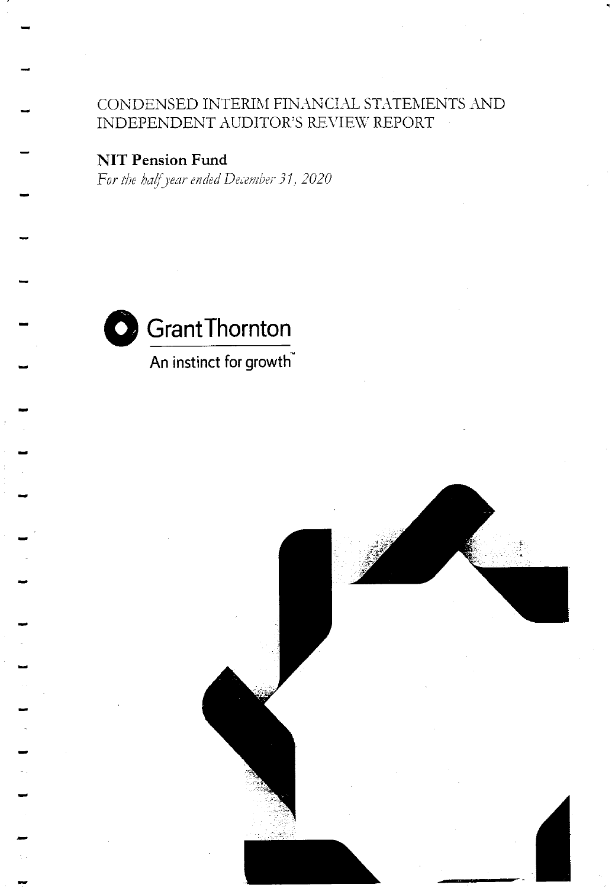# CONDENSED INTERIM FINANCIAL STATEMENTS AND INDEPENDENT AUDITOR'S REVIEW REPORT

## NIT Pension Fund

*For the half year ended December 31, 2020*

Grant Thornton

An instinct for growth™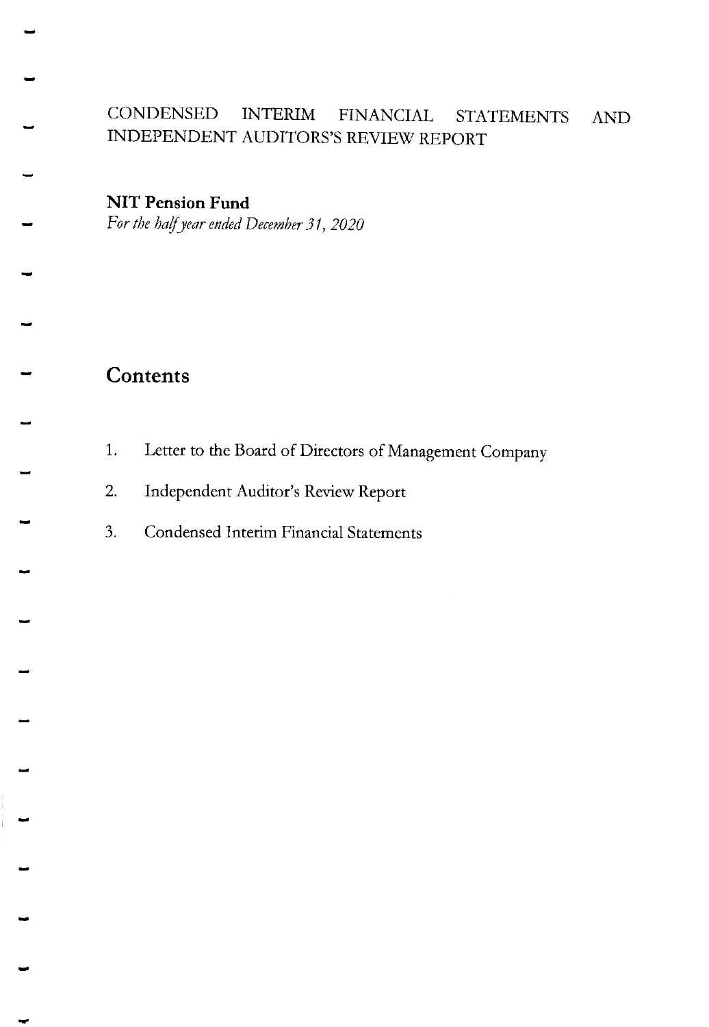CONDENSED INTERIM FINANCIAL STATEMENTS AND INDEPENDENT AUDITORS'S REVIEW REPORT

**NIT Pension Fund**

*For the half year ended December 31, 2020*

# Contents

1. Letter to the Board of Directors of Management Company
2. Independent Auditor's Review Report
3. Condensed Interim Financial Statements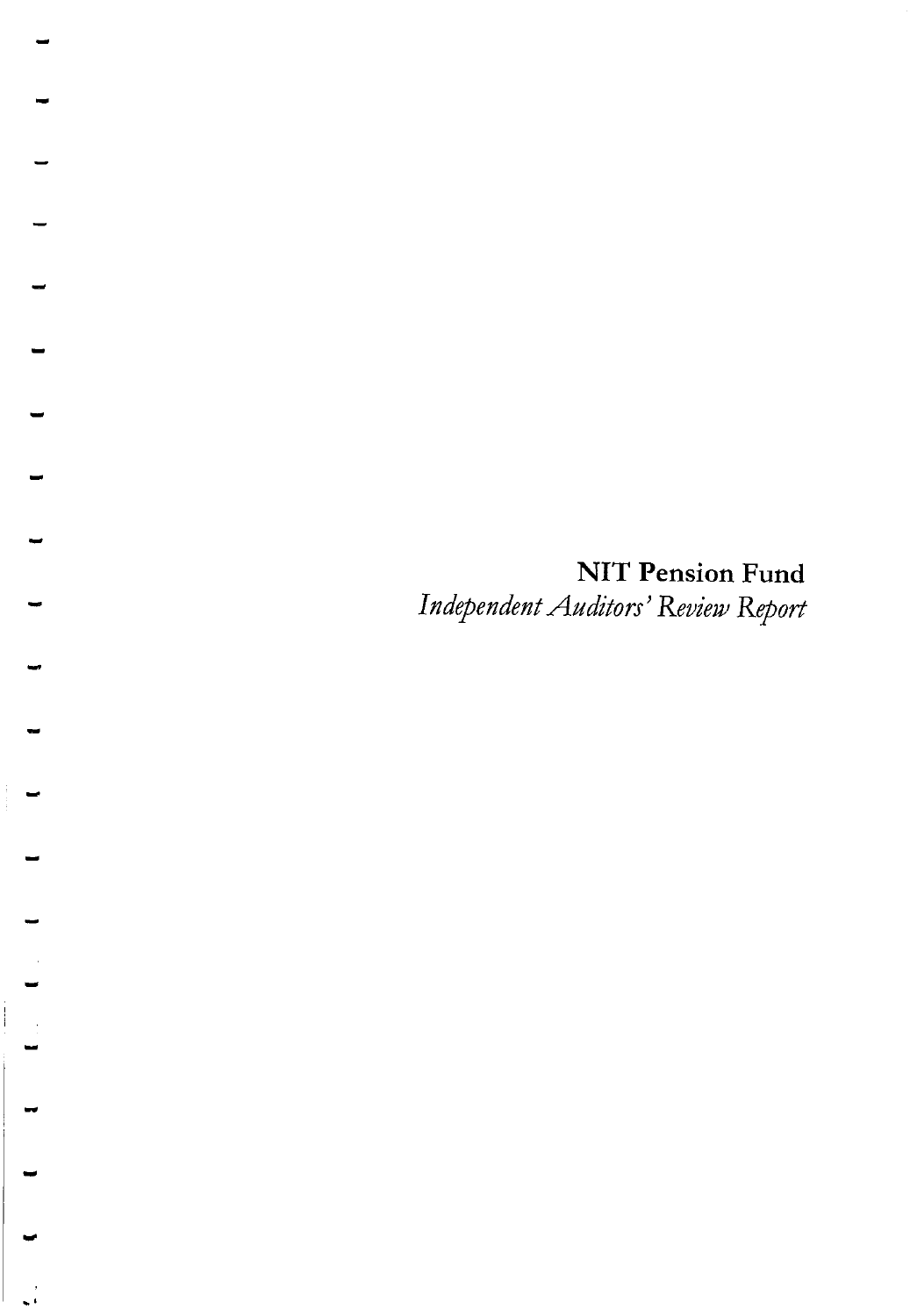**NIT Pension Fund**

*Independent Auditors' Review Report*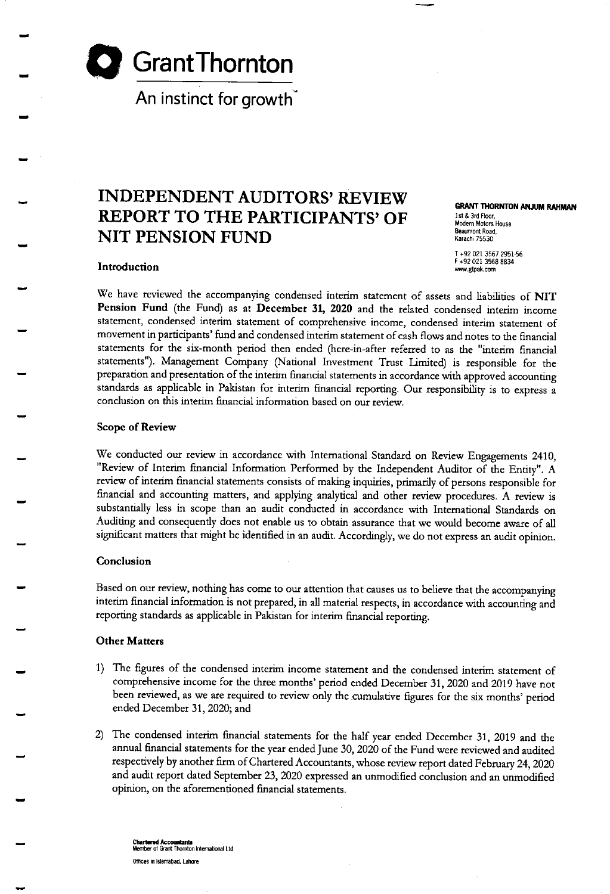# Grant Thornton

An instinct for growth™

# INDEPENDENT AUDITORS' REVIEW REPORT TO THE PARTICIPANTS' OF NIT PENSION FUND

**GRANT THORNTON ANJUM RAHMAN**
1st & 3rd Floor,
Modern Motors House
Beaumont Road,
Karachi 75530

T +92 021 3567 2951-56
F +92 021 3568 8834
www.gtpak.com

### Introduction

We have reviewed the accompanying condensed interim statement of assets and liabilities of **NIT Pension Fund** (the Fund) as at **December 31, 2020** and the related condensed interim income statement, condensed interim statement of comprehensive income, condensed interim statement of movement in participants' fund and condensed interim statement of cash flows and notes to the financial statements for the six-month period then ended (here-in-after referred to as the "interim financial statements"). Management Company (National Investment Trust Limited) is responsible for the preparation and presentation of the interim financial statements in accordance with approved accounting standards as applicable in Pakistan for interim financial reporting. Our responsibility is to express a conclusion on this interim financial information based on our review.

### Scope of Review

We conducted our review in accordance with International Standard on Review Engagements 2410, "Review of Interim financial Information Performed by the Independent Auditor of the Entity". A review of interim financial statements consists of making inquiries, primarily of persons responsible for financial and accounting matters, and applying analytical and other review procedures. A review is substantially less in scope than an audit conducted in accordance with International Standards on Auditing and consequently does not enable us to obtain assurance that we would become aware of all significant matters that might be identified in an audit. Accordingly, we do not express an audit opinion.

### Conclusion

Based on our review, nothing has come to our attention that causes us to believe that the accompanying interim financial information is not prepared, in all material respects, in accordance with accounting and reporting standards as applicable in Pakistan for interim financial reporting.

### Other Matters

1) The figures of the condensed interim income statement and the condensed interim statement of comprehensive income for the three months' period ended December 31, 2020 and 2019 have not been reviewed, as we are required to review only the cumulative figures for the six months' period ended December 31, 2020; and

2) The condensed interim financial statements for the half year ended December 31, 2019 and the annual financial statements for the year ended June 30, 2020 of the Fund were reviewed and audited respectively by another firm of Chartered Accountants, whose review report dated February 24, 2020 and audit report dated September 23, 2020 expressed an unmodified conclusion and an unmodified opinion, on the aforementioned financial statements.

**Chartered Accountants**
Member of Grant Thornton International Ltd
Offices in Islamabad, Lahore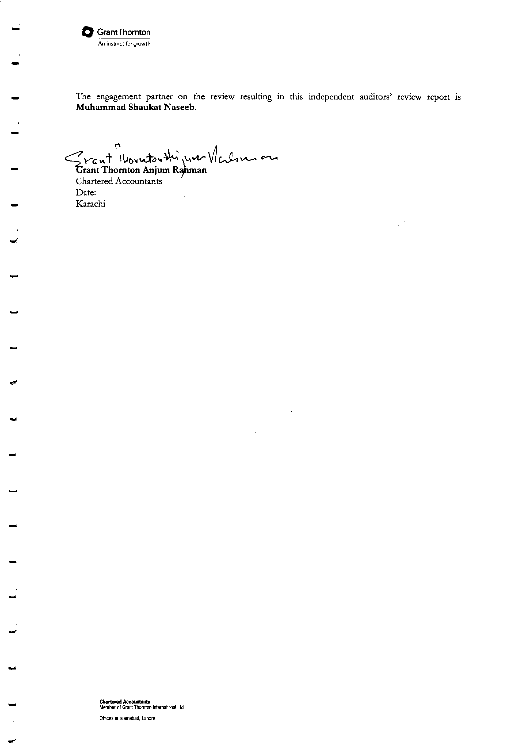The engagement partner on the review resulting in this independent auditors' review report is **Muhammad Shaukat Naseeb.**

**Grant Thornton Anjum Rahman**
Chartered Accountants
Date:
Karachi

**Chartered Accountants**
Member of Grant Thornton International Ltd
Offices in Islamabad, Lahore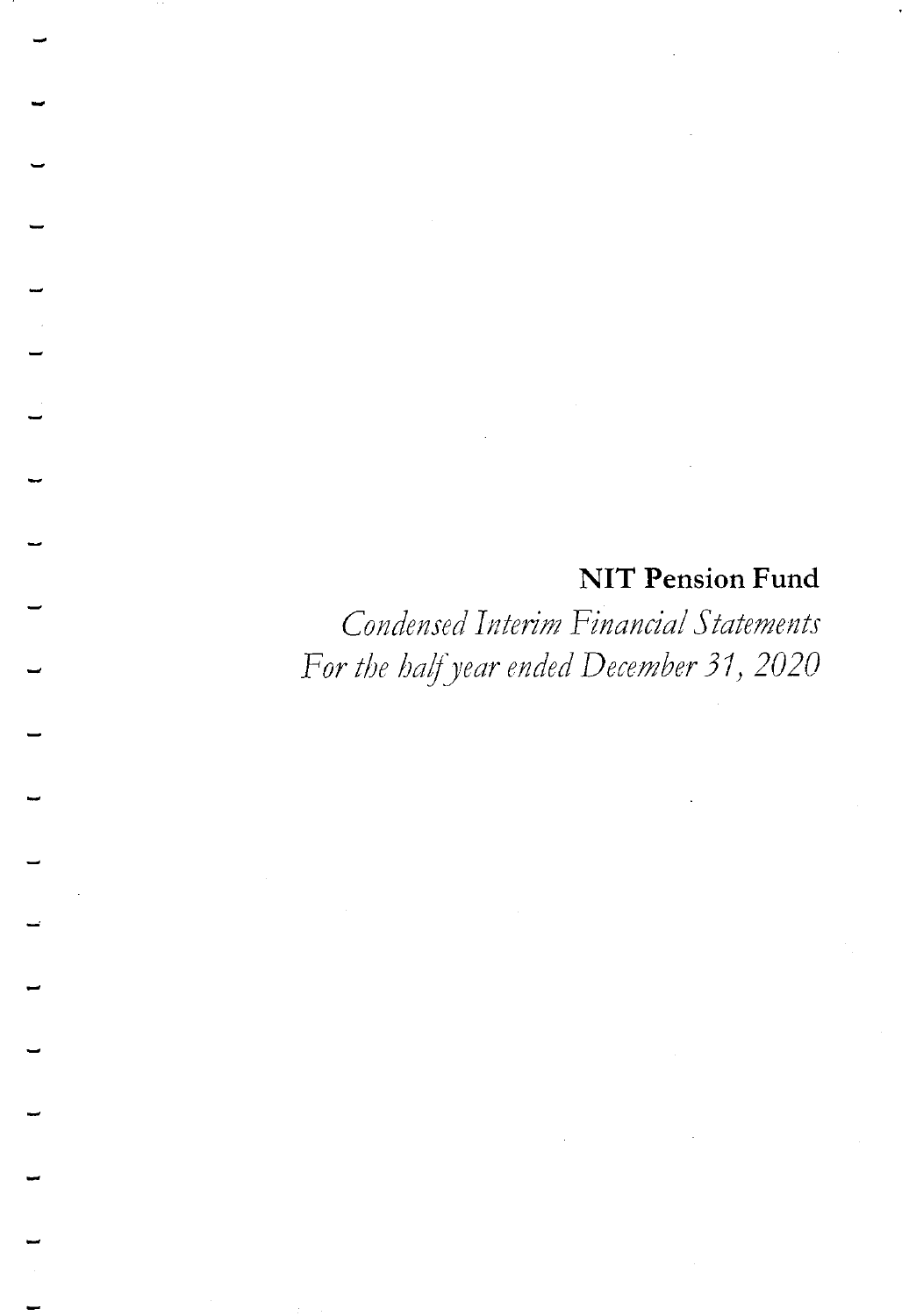# NIT Pension Fund

*Condensed Interim Financial Statements*
*For the half year ended December 31, 2020*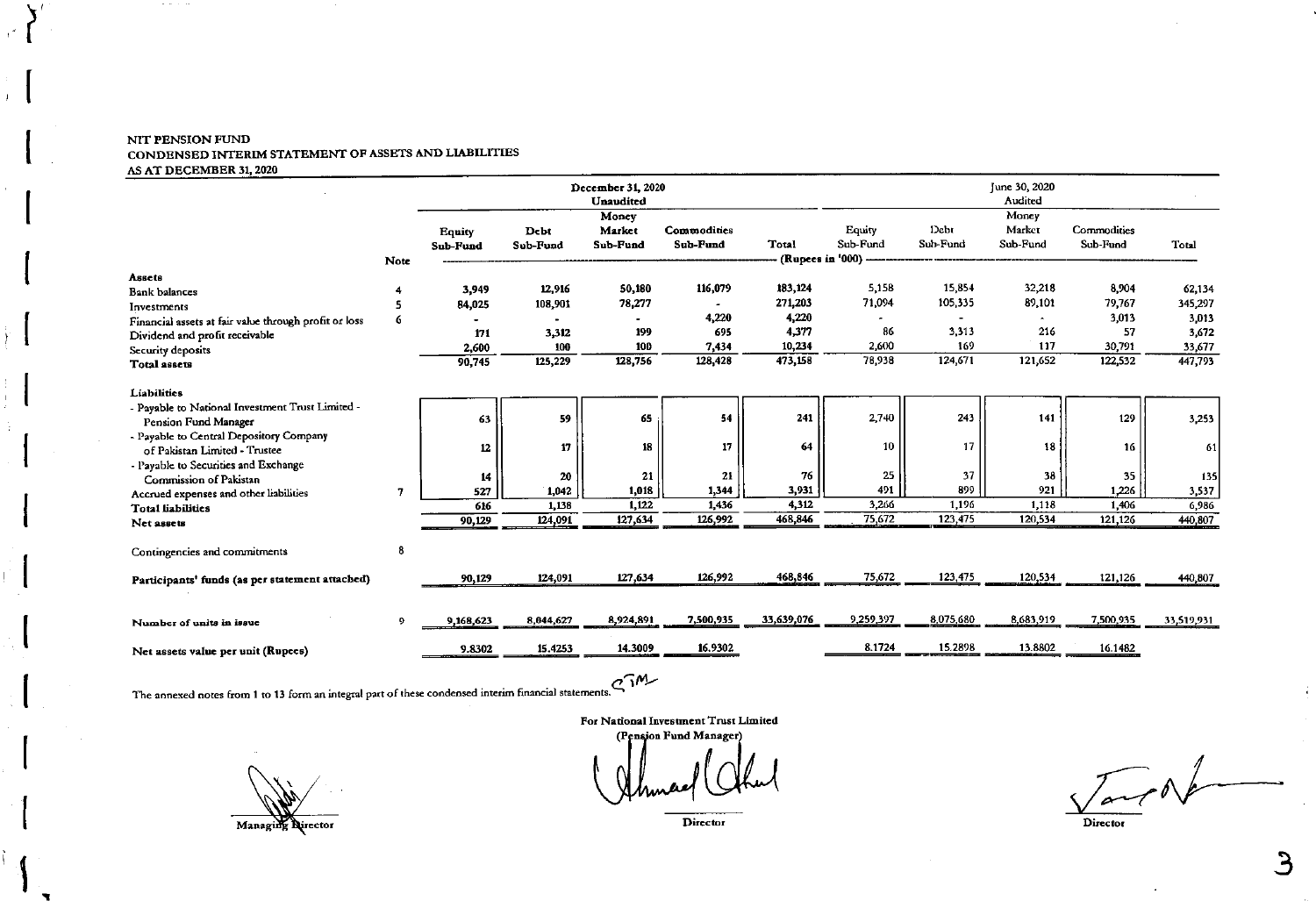NIT PENSION FUND
CONDENSED INTERIM STATEMENT OF ASSETS AND LIABILITIES
AS AT DECEMBER 31, 2020

| | Note | December 31, 2020 Unaudited | | | | | June 30, 2020 Audited | | | | |
|---|---|---|---|---|---|---|---|---|---|---|---|
| | | Equity Sub-Fund | Debt Sub-Fund | Money Market Sub-Fund | Commodities Sub-Fund | Total | Equity Sub-Fund | Debt Sub-Fund | Money Market Sub-Fund | Commodities Sub-Fund | Total |
| | | (Rupees in '000) | | | | | | | | | |
| **Assets** | | | | | | | | | | | |
| Bank balances | 4 | 3,949 | 12,916 | 50,180 | 116,079 | 183,124 | 5,158 | 15,854 | 32,218 | 8,904 | 62,134 |
| Investments | 5 | 84,025 | 108,901 | 78,277 | - | 271,203 | 71,094 | 105,335 | 89,101 | 79,767 | 345,297 |
| Financial assets at fair value through profit or loss | 6 | - | - | - | 4,220 | 4,220 | - | - | - | 3,013 | 3,013 |
| Dividend and profit receivable | | 171 | 3,312 | 199 | 695 | 4,377 | 86 | 3,313 | 216 | 57 | 3,672 |
| Security deposits | | 2,600 | 100 | 100 | 7,434 | 10,234 | 2,600 | 169 | 117 | 30,791 | 33,677 |
| **Total assets** | | 90,745 | 125,229 | 128,756 | 128,428 | 473,158 | 78,938 | 124,671 | 121,652 | 122,532 | 447,793 |
| **Liabilities** | | | | | | | | | | | |
| - Payable to National Investment Trust Limited - Pension Fund Manager | | 63 | 59 | 65 | 54 | 241 | 2,740 | 243 | 141 | 129 | 3,253 |
| - Payable to Central Depository Company of Pakistan Limited - Trustee | | 12 | 17 | 18 | 17 | 64 | 10 | 17 | 18 | 16 | 61 |
| - Payable to Securities and Exchange Commission of Pakistan | | 14 | 20 | 21 | 21 | 76 | 25 | 37 | 38 | 35 | 135 |
| Accrued expenses and other liabilities | 7 | 527 | 1,042 | 1,018 | 1,344 | 3,931 | 491 | 899 | 921 | 1,226 | 3,537 |
| **Total liabilities** | | 616 | 1,138 | 1,122 | 1,436 | 4,312 | 3,266 | 1,196 | 1,118 | 1,406 | 6,986 |
| **Net assets** | | 90,129 | 124,091 | 127,634 | 126,992 | 468,846 | 75,672 | 123,475 | 120,534 | 121,126 | 440,807 |
| Contingencies and commitments | 8 | | | | | | | | | | |
| **Participants' funds (as per statement attached)** | | 90,129 | 124,091 | 127,634 | 126,992 | 468,846 | 75,672 | 123,475 | 120,534 | 121,126 | 440,807 |
| **Number of units in issue** | 9 | 9,168,623 | 8,044,627 | 8,924,891 | 7,500,935 | 33,639,076 | 9,259,397 | 8,075,680 | 8,683,919 | 7,500,935 | 33,519,931 |
| **Net assets value per unit (Rupees)** | | 9.8302 | 15.4253 | 14.3009 | 16.9302 | | 8.1724 | 15.2898 | 13.8802 | 16.1482 | |

The annexed notes from 1 to 13 form an integral part of these condensed interim financial statements.

**For National Investment Trust Limited**
**(Pension Fund Manager)**

Managing Director | Director | Director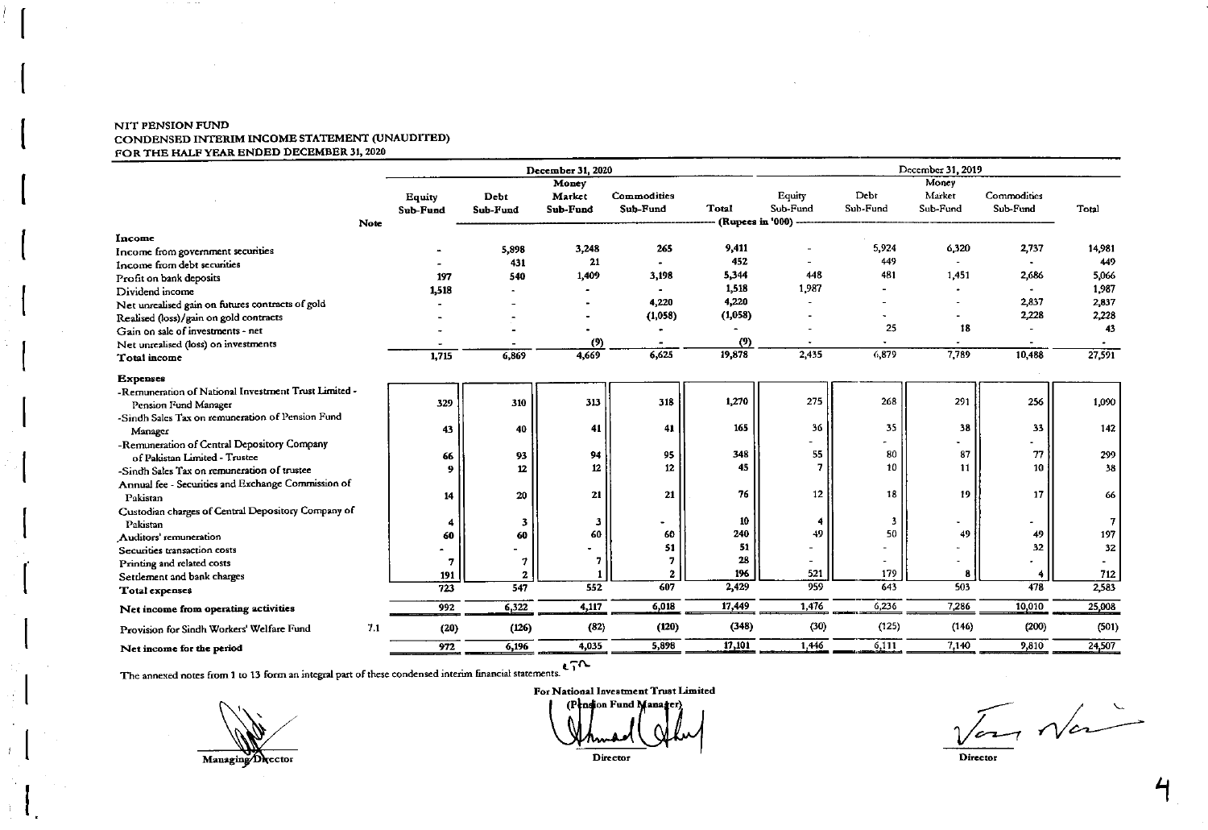NIT PENSION FUND
CONDENSED INTERIM INCOME STATEMENT (UNAUDITED)
FOR THE HALF YEAR ENDED DECEMBER 31, 2020

| | Note | December 31, 2020 | | | | | December 31, 2019 | | | | |
|---|---|---|---|---|---|---|---|---|---|---|---|
| | | Equity Sub-Fund | Debt Sub-Fund | Money Market Sub-Fund | Commodities Sub-Fund | Total | Equity Sub-Fund | Debt Sub-Fund | Money Market Sub-Fund | Commodities Sub-Fund | Total |
| | | (Rupees in '000) | | | | | | | | | |
| **Income** | | | | | | | | | | | |
| Income from government securities | | - | 5,898 | 3,248 | 265 | 9,411 | - | 5,924 | 6,320 | 2,737 | 14,981 |
| Income from debt securities | | - | 431 | 21 | - | 452 | - | 449 | - | - | 449 |
| Profit on bank deposits | | 197 | 540 | 1,409 | 3,198 | 5,344 | 448 | 481 | 1,451 | 2,686 | 5,066 |
| Dividend income | | 1,518 | - | - | - | 1,518 | 1,987 | - | - | - | 1,987 |
| Net unrealised gain on futures contracts of gold | | - | - | - | 4,220 | 4,220 | - | - | - | 2,837 | 2,837 |
| Realised (loss)/gain on gold contracts | | - | - | - | (1,058) | (1,058) | - | - | - | 2,228 | 2,228 |
| Gain on sale of investments - net | | - | - | - | - | - | - | 25 | 18 | - | 43 |
| Net unrealised (loss) on investments | | - | - | (9) | - | (9) | - | - | - | - | - |
| **Total income** | | 1,715 | 6,869 | 4,669 | 6,625 | 19,878 | 2,435 | 6,879 | 7,789 | 10,488 | 27,591 |
| **Expenses** | | | | | | | | | | | |
| -Remuneration of National Investment Trust Limited - Pension Fund Manager | | 329 | 310 | 313 | 318 | 1,270 | 275 | 268 | 291 | 256 | 1,090 |
| -Sindh Sales Tax on remuneration of Pension Fund Manager | | 43 | 40 | 41 | 41 | 165 | 36 | 35 | 38 | 33 | 142 |
| -Remuneration of Central Depository Company of Pakistan Limited - Trustee | | 66 | 93 | 94 | 95 | 348 | 55 | 80 | 87 | 77 | 299 |
| -Sindh Sales Tax on remuneration of trustee | | 9 | 12 | 12 | 12 | 45 | 7 | 10 | 11 | 10 | 38 |
| Annual fee - Securities and Exchange Commission of Pakistan | | 14 | 20 | 21 | 21 | 76 | 12 | 18 | 19 | 17 | 66 |
| Custodian charges of Central Depository Company of Pakistan | | 4 | 3 | 3 | - | 10 | 4 | 3 | - | - | 7 |
| Auditors' remuneration | | 60 | 60 | 60 | 60 | 240 | 49 | 50 | 49 | 49 | 197 |
| Securities transaction costs | | - | - | - | 51 | 51 | - | - | - | 32 | 32 |
| Printing and related costs | | 7 | 7 | 7 | 7 | 28 | - | - | - | - | - |
| Settlement and bank charges | | 191 | 2 | 1 | 2 | 196 | 521 | 179 | 8 | 4 | 712 |
| **Total expenses** | | 723 | 547 | 552 | 607 | 2,429 | 959 | 643 | 503 | 478 | 2,583 |
| **Net income from operating activities** | | 992 | 6,322 | 4,117 | 6,018 | 17,449 | 1,476 | 6,236 | 7,286 | 10,010 | 25,008 |
| Provision for Sindh Workers' Welfare Fund | 7.1 | (20) | (126) | (82) | (120) | (348) | (30) | (125) | (146) | (200) | (501) |
| **Net income for the period** | | 972 | 6,196 | 4,035 | 5,898 | 17,101 | 1,446 | 6,111 | 7,140 | 9,810 | 24,507 |

The annexed notes from 1 to 13 form an integral part of these condensed interim financial statements.

For National Investment Trust Limited
(Pension Fund Manager)

Managing Director | Director | Director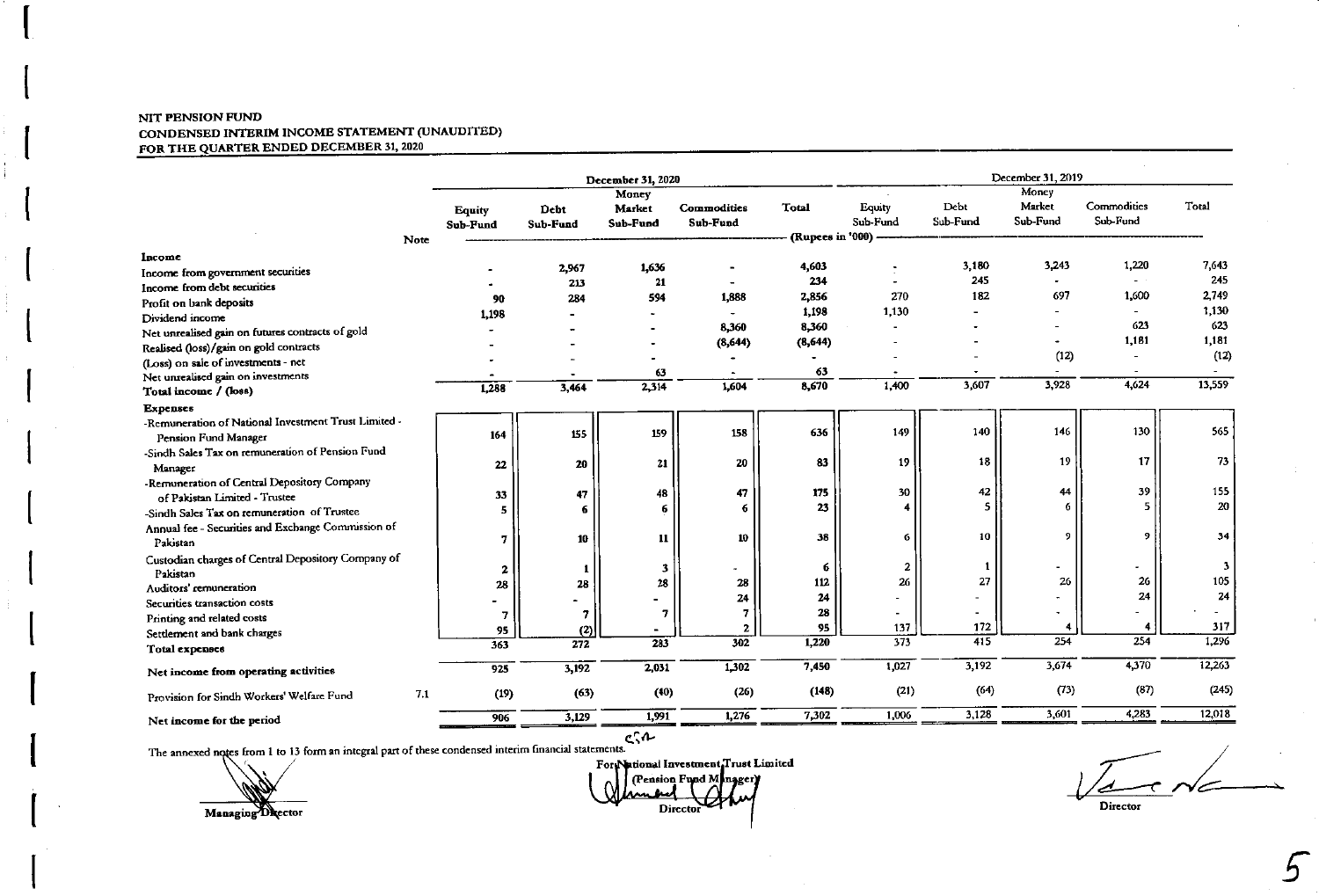# NIT PENSION FUND
## CONDENSED INTERIM INCOME STATEMENT (UNAUDITED)
## FOR THE QUARTER ENDED DECEMBER 31, 2020

| | Note | December 31, 2020 | | | | | December 31, 2019 | | | | |
|---|---|---|---|---|---|---|---|---|---|---|---|
| | | Equity Sub-Fund | Debt Sub-Fund | Money Market Sub-Fund | Commodities Sub-Fund | Total | Equity Sub-Fund | Debt Sub-Fund | Money Market Sub-Fund | Commodities Sub-Fund | Total |
| | | (Rupees in '000) | | | | | | | | | |
| **Income** | | | | | | | | | | | |
| Income from government securities | | - | 2,967 | 1,636 | - | 4,603 | - | 3,180 | 3,243 | 1,220 | 7,643 |
| Income from debt securities | | - | 213 | 21 | - | 234 | - | 245 | - | - | 245 |
| Profit on bank deposits | | 90 | 284 | 594 | 1,888 | 2,856 | 270 | 182 | 697 | 1,600 | 2,749 |
| Dividend income | | 1,198 | - | - | - | 1,198 | 1,130 | - | - | - | 1,130 |
| Net unrealised gain on futures contracts of gold | | - | - | - | 8,360 | 8,360 | - | - | - | 623 | 623 |
| Realised (loss)/gain on gold contracts | | - | - | - | (8,644) | (8,644) | - | - | - | 1,181 | 1,181 |
| (Loss) on sale of investments - net | | - | - | - | - | - | - | - | (12) | - | (12) |
| Net unrealised gain on investments | | - | - | 63 | - | 63 | - | - | - | - | - |
| **Total income / (loss)** | | 1,288 | 3,464 | 2,314 | 1,604 | 8,670 | 1,400 | 3,607 | 3,928 | 4,624 | 13,559 |
| **Expenses** | | | | | | | | | | | |
| -Remuneration of National Investment Trust Limited - Pension Fund Manager | | 164 | 155 | 159 | 158 | 636 | 149 | 140 | 146 | 130 | 565 |
| -Sindh Sales Tax on remuneration of Pension Fund Manager | | 22 | 20 | 21 | 20 | 83 | 19 | 18 | 19 | 17 | 73 |
| -Remuneration of Central Depository Company of Pakistan Limited - Trustee | | 33 | 47 | 48 | 47 | 175 | 30 | 42 | 44 | 39 | 155 |
| -Sindh Sales Tax on remuneration of Trustee | | 5 | 6 | 6 | 6 | 23 | 4 | 5 | 6 | 5 | 20 |
| Annual fee - Securities and Exchange Commission of Pakistan | | 7 | 10 | 11 | 10 | 38 | 6 | 10 | 9 | 9 | 34 |
| Custodian charges of Central Depository Company of Pakistan | | 2 | 1 | 3 | - | 6 | 2 | 1 | - | - | 3 |
| Auditors' remuneration | | 28 | 28 | 28 | 28 | 112 | 26 | 27 | 26 | 26 | 105 |
| Securities transaction costs | | - | - | - | 24 | 24 | - | - | - | 24 | 24 |
| Printing and related costs | | 7 | 7 | 7 | 7 | 28 | - | - | - | - | - |
| Settlement and bank charges | | 95 | (2) | - | 2 | 95 | 137 | 172 | 4 | 4 | 317 |
| **Total expenses** | | 363 | 272 | 283 | 302 | 1,220 | 373 | 415 | 254 | 254 | 1,296 |
| **Net income from operating activities** | | 925 | 3,192 | 2,031 | 1,302 | 7,450 | 1,027 | 3,192 | 3,674 | 4,370 | 12,263 |
| Provision for Sindh Workers' Welfare Fund | 7.1 | (19) | (63) | (40) | (26) | (148) | (21) | (64) | (73) | (87) | (245) |
| **Net income for the period** | | 906 | 3,129 | 1,991 | 1,276 | 7,302 | 1,006 | 3,128 | 3,601 | 4,283 | 12,018 |

The annexed notes from 1 to 13 form an integral part of these condensed interim financial statements.

For National Investment Trust Limited
(Pension Fund Manager)

Managing Director | Director | Director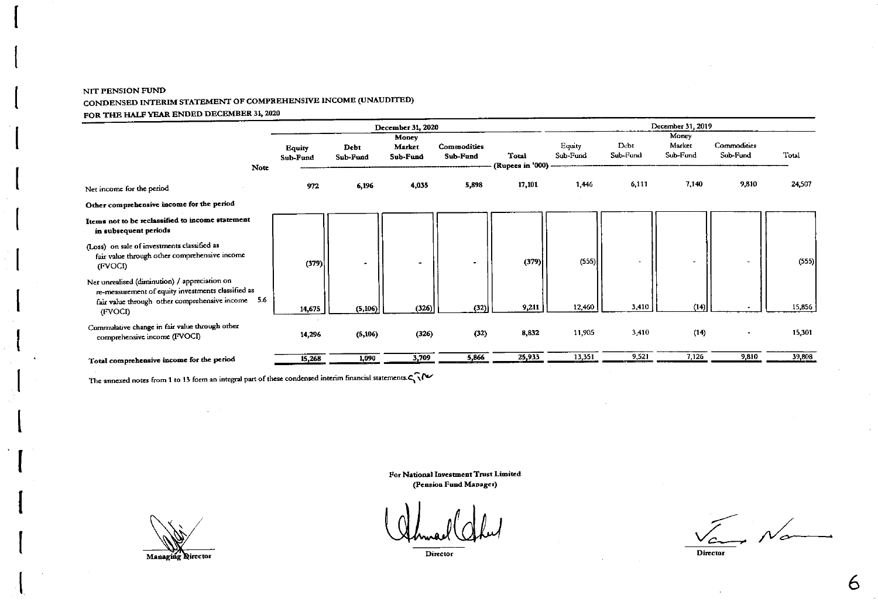NIT PENSION FUND

CONDENSED INTERIM STATEMENT OF COMPREHENSIVE INCOME (UNAUDITED)

FOR THE HALF YEAR ENDED DECEMBER 31, 2020

| | Note | December 31, 2020 | | | | | December 31, 2019 | | | | |
|---|---|---|---|---|---|---|---|---|---|---|---|
| | | Equity Sub-Fund | Debt Sub-Fund | Money Market Sub-Fund | Commodities Sub-Fund | Total | Equity Sub-Fund | Debt Sub-Fund | Money Market Sub-Fund | Commodities Sub-Fund | Total |
| | | (Rupees in '000) | | | | | | | | | |
| Net income for the period | | 972 | 6,196 | 4,035 | 5,898 | 17,101 | 1,446 | 6,111 | 7,140 | 9,810 | 24,507 |
| **Other comprehensive income for the period** | | | | | | | | | | | |
| **Items not to be reclassified to income statement in subsequent periods** | | | | | | | | | | | |
| (Loss) on sale of investments classified as fair value through other comprehensive income (FVOCI) | | (379) | - | - | - | (379) | (555) | - | - | - | (555) |
| Net unrealised (diminution) / appreciation on re-measurement of equity investments classified as fair value through other comprehensive income (FVOCI) | 5.6 | 14,675 | (5,106) | (326) | (32) | 9,211 | 12,460 | 3,410 | (14) | - | 15,856 |
| Cummulative change in fair value through other comprehensive income (FVOCI) | | 14,296 | (5,106) | (326) | (32) | 8,832 | 11,905 | 3,410 | (14) | - | 15,301 |
| **Total comprehensive income for the period** | | 15,268 | 1,090 | 3,709 | 5,866 | 25,933 | 13,351 | 9,521 | 7,126 | 9,810 | 39,808 |

The annexed notes from 1 to 13 form an integral part of these condensed interim financial statements.

For National Investment Trust Limited
(Pension Fund Manager)

Managing Director

Director

Director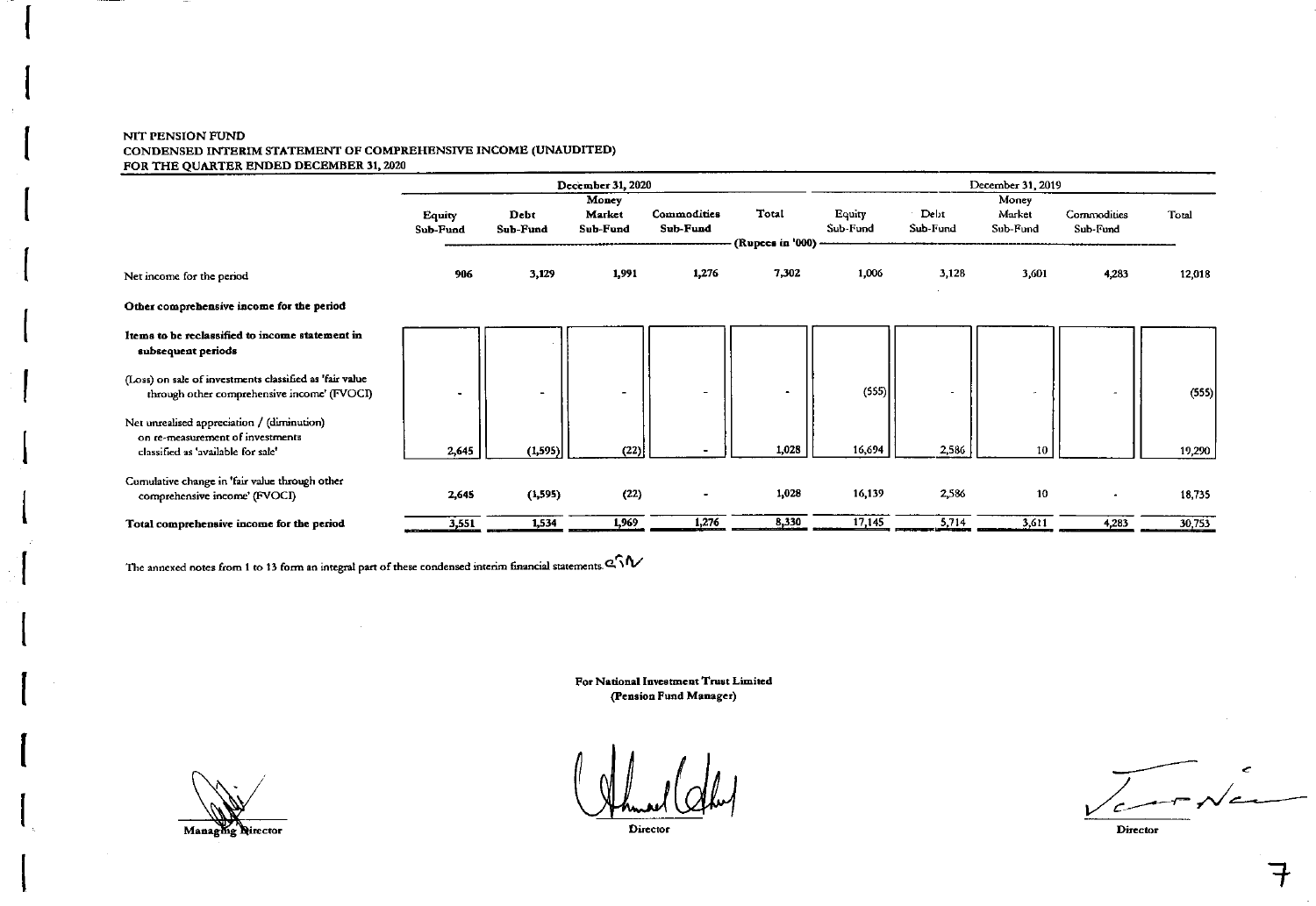NIT PENSION FUND

CONDENSED INTERIM STATEMENT OF COMPREHENSIVE INCOME (UNAUDITED)

FOR THE QUARTER ENDED DECEMBER 31, 2020

| | December 31, 2020 | | | | | December 31, 2019 | | | | |
|---|---|---|---|---|---|---|---|---|---|---|
| | Equity Sub-Fund | Debt Sub-Fund | Money Market Sub-Fund | Commodities Sub-Fund | Total | Equity Sub-Fund | Debt Sub-Fund | Money Market Sub-Fund | Commodities Sub-Fund | Total |
| | (Rupees in '000) | | | | | | | | | |
| Net income for the period | 906 | 3,129 | 1,991 | 1,276 | 7,302 | 1,006 | 3,128 | 3,601 | 4,283 | 12,018 |
| **Other comprehensive income for the period** | | | | | | | | | | |
| **Items to be reclassified to income statement in subsequent periods** | | | | | | | | | | |
| (Loss) on sale of investments classified as 'fair value through other comprehensive income' (FVOCI) | - | - | - | - | - | (555) | - | - | - | (555) |
| Net unrealised appreciation / (diminution) on re-measurement of investments classified as 'available for sale' | 2,645 | (1,595) | (22) | - | 1,028 | 16,694 | 2,586 | 10 | | 19,290 |
| Cumulative change in 'fair value through other comprehensive income' (FVOCI) | 2,645 | (1,595) | (22) | - | 1,028 | 16,139 | 2,586 | 10 | - | 18,735 |
| **Total comprehensive income for the period** | 3,551 | 1,534 | 1,969 | 1,276 | 8,330 | 17,145 | 5,714 | 3,611 | 4,283 | 30,753 |

The annexed notes from 1 to 13 form an integral part of these condensed interim financial statements.

**For National Investment Trust Limited**
**(Pension Fund Manager)**

Managing Director | Director | Director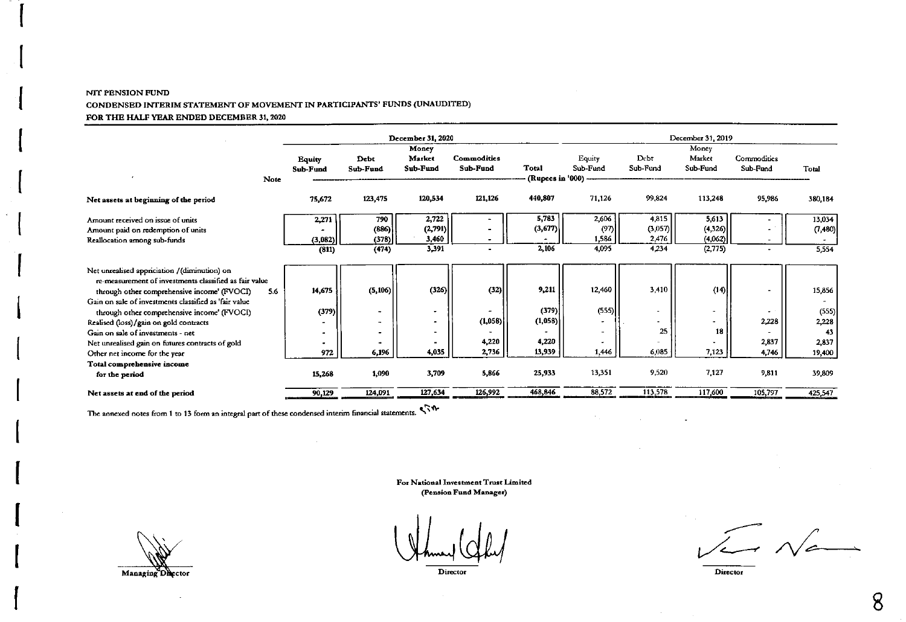NIT PENSION FUND

CONDENSED INTERIM STATEMENT OF MOVEMENT IN PARTICIPANTS' FUNDS (UNAUDITED)

FOR THE HALF YEAR ENDED DECEMBER 31, 2020

| | Note | December 31, 2020 | | | | | December 31, 2019 | | | | |
|---|---|---|---|---|---|---|---|---|---|---|---|
| | | Equity Sub-Fund | Debt Sub-Fund | Money Market Sub-Fund | Commodities Sub-Fund | Total | Equity Sub-Fund | Debt Sub-Fund | Money Market Sub-Fund | Commodities Sub-Fund | Total |
| | | (Rupees in '000) | | | | | | | | | |
| **Net assets at beginning of the period** | | 75,672 | 123,475 | 120,534 | 121,126 | 440,807 | 71,126 | 99,824 | 113,248 | 95,986 | 380,184 |
| Amount received on issue of units | | 2,271 | 790 | 2,722 | - | 5,783 | 2,606 | 4,815 | 5,613 | - | 13,034 |
| Amount paid on redemption of units | | - | (886) | (2,791) | - | (3,677) | (97) | (3,057) | (4,326) | - | (7,480) |
| Reallocation among sub-funds | | (3,082) | (378) | 3,460 | - | - | 1,586 | 2,476 | (4,062) | - | - |
| | | (811) | (474) | 3,391 | - | 2,106 | 4,095 | 4,234 | (2,775) | - | 5,554 |
| Net unrealised appriciation / (diminution) on re-measurement of investments classified as fair value through other comprehensive income' (FVOCI) | 5.6 | 14,675 | (5,106) | (326) | (32) | 9,211 | 12,460 | 3,410 | (14) | - | 15,856 |
| Gain on sale of investments classified as 'fair value through other comprehensive income' (FVOCI) | | (379) | - | - | - | (379) | (555) | - | - | - | (555) |
| Realised (loss)/gain on gold contracts | | - | - | - | (1,058) | (1,058) | - | - | - | 2,228 | 2,228 |
| Gain on sale of investments - net | | - | - | - | - | - | - | 25 | 18 | - | 43 |
| Net unrealised gain on futures contracts of gold | | - | - | - | 4,220 | 4,220 | - | - | - | 2,837 | 2,837 |
| Other net income for the year | | 972 | 6,196 | 4,035 | 2,736 | 13,939 | 1,446 | 6,085 | 7,123 | 4,746 | 19,400 |
| **Total comprehensive income for the period** | | 15,268 | 1,090 | 3,709 | 5,866 | 25,933 | 13,351 | 9,520 | 7,127 | 9,811 | 39,809 |
| **Net assets at end of the period** | | 90,129 | 124,091 | 127,634 | 126,992 | 468,846 | 88,572 | 113,578 | 117,600 | 105,797 | 425,547 |

The annexed notes from 1 to 13 form an integral part of these condensed interim financial statements.

For National Investment Trust Limited
(Pension Fund Manager)

Managing Director | Director | Director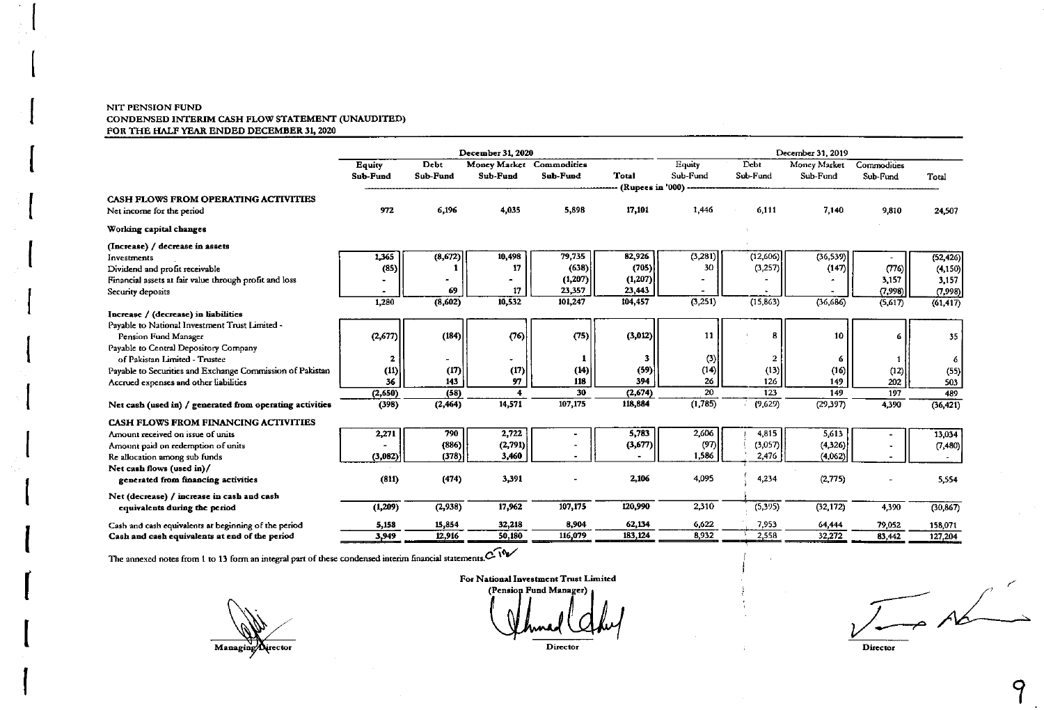NIT PENSION FUND
CONDENSED INTERIM CASH FLOW STATEMENT (UNAUDITED)
FOR THE HALF YEAR ENDED DECEMBER 31, 2020

| | December 31, 2020 | | | | | December 31, 2019 | | | | |
|---|---|---|---|---|---|---|---|---|---|---|
| | Equity Sub-Fund | Debt Sub-Fund | Money Market Sub-Fund | Commodities Sub-Fund | Total | Equity Sub-Fund | Debt Sub-Fund | Money Market Sub-Fund | Commodities Sub-Fund | Total |
| | (Rupees in '000) | | | | | | | | | |
| **CASH FLOWS FROM OPERATING ACTIVITIES** | | | | | | | | | | |
| Net income for the period | 972 | 6,196 | 4,035 | 5,898 | 17,101 | 1,446 | 6,111 | 7,140 | 9,810 | 24,507 |
| **Working capital changes** | | | | | | | | | | |
| **(Increase) / decrease in assets** | | | | | | | | | | |
| Investments | 1,365 | (8,672) | 10,498 | 79,735 | 82,926 | (3,281) | (12,606) | (36,539) | - | (52,426) |
| Dividend and profit receivable | (85) | 1 | 17 | (638) | (705) | 30 | (3,257) | (147) | (776) | (4,150) |
| Financial assets at fair value through profit and loss | - | - | - | (1,207) | (1,207) | - | - | - | 3,157 | 3,157 |
| Security deposits | - | 69 | 17 | 23,357 | 23,443 | - | - | - | (7,998) | (7,998) |
| | 1,280 | (8,602) | 10,532 | 101,247 | 104,457 | (3,251) | (15,863) | (36,686) | (5,617) | (61,417) |
| **Increase / (decrease) in liabilities** | | | | | | | | | | |
| Payable to National Investment Trust Limited - Pension Fund Manager | (2,677) | (184) | (76) | (75) | (3,012) | 11 | 8 | 10 | 6 | 35 |
| Payable to Central Depository Company of Pakistan Limited - Trustee | 2 | - | - | 1 | 3 | (3) | 2 | 6 | 1 | 6 |
| Payable to Securities and Exchange Commission of Pakistan | (11) | (17) | (17) | (14) | (59) | (14) | (13) | (16) | (12) | (55) |
| Accrued expenses and other liabilities | 36 | 143 | 97 | 118 | 394 | 26 | 126 | 149 | 202 | 503 |
| | (2,650) | (58) | 4 | 30 | (2,674) | 20 | 123 | 149 | 197 | 489 |
| **Net cash (used in) / generated from operating activities** | (398) | (2,464) | 14,571 | 107,175 | 118,884 | (1,785) | (9,629) | (29,397) | 4,390 | (36,421) |
| **CASH FLOWS FROM FINANCING ACTIVITIES** | | | | | | | | | | |
| Amount received on issue of units | 2,271 | 790 | 2,722 | - | 5,783 | 2,606 | 4,815 | 5,613 | - | 13,034 |
| Amount paid on redemption of units | - | (886) | (2,791) | - | (3,677) | (97) | (3,057) | (4,326) | - | (7,480) |
| Re allocation among sub funds | (3,082) | (378) | 3,460 | - | - | 1,586 | 2,476 | (4,062) | - | - |
| **Net cash flows (used in)/ generated from financing activities** | (811) | (474) | 3,391 | - | 2,106 | 4,095 | 4,234 | (2,775) | - | 5,554 |
| **Net (decrease) / increase in cash and cash equivalents during the period** | (1,209) | (2,938) | 17,962 | 107,175 | 120,990 | 2,310 | (5,395) | (32,172) | 4,390 | (30,867) |
| Cash and cash equivalents at beginning of the period | 5,158 | 15,854 | 32,218 | 8,904 | 62,134 | 6,622 | 7,953 | 64,444 | 79,052 | 158,071 |
| **Cash and cash equivalents at end of the period** | 3,949 | 12,916 | 50,180 | 116,079 | 183,124 | 8,932 | 2,558 | 32,272 | 83,442 | 127,204 |

The annexed notes from 1 to 13 form an integral part of these condensed interim financial statements.

For National Investment Trust Limited
(Pension Fund Manager)

Managing Director | Director | Director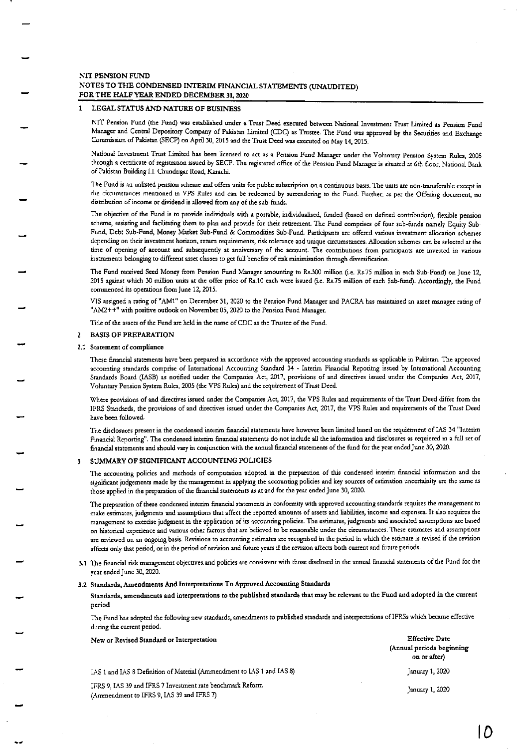**NIT PENSION FUND**
**NOTES TO THE CONDENSED INTERIM FINANCIAL STATEMENTS (UNAUDITED)**
**FOR THE HALF YEAR ENDED DECEMBER 31, 2020**

## 1 LEGAL STATUS AND NATURE OF BUSINESS

NIT Pension Fund (the Fund) was established under a Trust Deed executed between National Investment Trust Limited as Pension Fund Manager and Central Depository Company of Pakistan Limited (CDC) as Trustee. The Fund was approved by the Securities and Exchange Commission of Pakistan (SECP) on April 30, 2015 and the Trust Deed was executed on May 14, 2015.

National Investment Trust Limited has been licensed to act as a Pension Fund Manager under the Voluntary Pension System Rules, 2005 through a certificate of registration issued by SECP. The registered office of the Pension Fund Manager is situated at 6th floor, National Bank of Pakistan Building I.I. Chundrigar Road, Karachi.

The Fund is an unlisted pension scheme and offers units for public subscription on a continuous basis. The units are non-transferable except in the circumstances mentioned in VPS Rules and can be redeemed by surrendering to the Fund. Further, as per the Offering document, no distribution of income or dividend is allowed from any of the sub-funds.

The objective of the Fund is to provide individuals with a portable, individualised, funded (based on defined contribution), flexible pension scheme, assisting and facilitating them to plan and provide for their retirement. The Fund comprises of four sub-funds namely Equity Sub-Fund, Debt Sub-Fund, Money Market Sub-Fund & Commodities Sub-Fund. Participants are offered various investment allocation schemes depending on their investment horizon, return requirements, risk tolerance and unique circumstances. Allocation schemes can be selected at the time of opening of account and subsequently at anniversary of the account. The contributions from participants are invested in various instruments belonging to different asset classes to get full benefits of risk minimisation through diversification.

The Fund received Seed Money from Pension Fund Manager amounting to Rs.300 million (i.e. Rs.75 million in each Sub-Fund) on June 12, 2015 against which 30 million units at the offer price of Rs.10 each were issued (i.e. Rs.75 million of each Sub-fund). Accordingly, the Fund commenced its operations from June 12, 2015.

VIS assigned a rating of "AM1" on December 31, 2020 to the Pension Fund Manager and PACRA has maintained an asset manager rating of "AM2++" with positive outlook on November 05, 2020 to the Pension Fund Manager.

Title of the assets of the Fund are held in the name of CDC as the Trustee of the Fund.

## 2 BASIS OF PREPARATION

### 2.1 Statement of compliance

These financial statements have been prepared in accordance with the approved accounting standards as applicable in Pakistan. The approved accounting standards comprise of International Accounting Standard 34 - Interim Financial Reporitng issued by International Accounting Standards Board (IASB) as notified under the Companies Act, 2017, provisions of and directives issued under the Companies Act, 2017, Voluntary Pension System Rules, 2005 (the VPS Rules) and the requirement of Trust Deed.

Where provisions of and directives issued under the Companies Act, 2017, the VPS Rules and requirements of the Trust Deed differ from the IFRS Standards, the provisions of and directives issued under the Companies Act, 2017, the VPS Rules and requirements of the Trust Deed have been followed.

The disclosures present in the condensed interim financial statements have however been limited based on the requierment of IAS 34 "Interim Financial Reporting". The condensed interim financial statements do not include all the information and disclosures as requiered in a full set of financial statements and should vary in conjunction with the annual financial statements of the fund for the year ended June 30, 2020.

## 3 SUMMARY OF SIGNIFICANT ACCOUNTING POLICIES

The accounting policies and methods of computation adopted in the preparation of this condensed interim financial information and the significant judgements made by the management in applying the accounting policies and key sources of estimation uncertainity are the same as those applied in the preparation of the financial statements as at and for the year ended June 30, 2020.

The preparation of these condensed interim financial statements in conformity with approved accounting standards requires the management to make estimates, judgments and assumptions that affect the reported amounts of assets and liabilities, income and expenses. It also requires the management to exercise judgment in the application of its accounting policies. The estimates, judgments and associated assumptions are based on historical experience and various other factors that are believed to be reasonable under the circumstances. These estimates and assumptions are reviewed on an ongoing basis. Revisions to accounting estimates are recognised in the period in which the estimate is revised if the revision affects only that period, or in the period of revision and future years if the revision affects both current and future periods.

3.1 The financial risk management objectives and policies are consistent with those disclosed in the annual financial statements of the Fund for the year ended June 30, 2020.

### 3.2 Standards, Amendments And Interpretations To Approved Accounting Standards

**Standards, amendments and interpretations to the published standards that may be relevant to the Fund and adopted in the current period**

The Fund has adopted the following new standards, amendments to published standards and interpretations of IFRSs which became effective during the current period.

| New or Revised Standard or Interpretation | Effective Date (Annual periods beginning on or after) |
|---|---|
| IAS 1 and IAS 8 Definition of Material (Ammendment to IAS 1 and IAS 8) | January 1, 2020 |
| IFRS 9, IAS 39 and IFRS 7 Investment rate benchmark Reform (Ammendment to IFRS 9, IAS 39 and IFRS 7) | January 1, 2020 |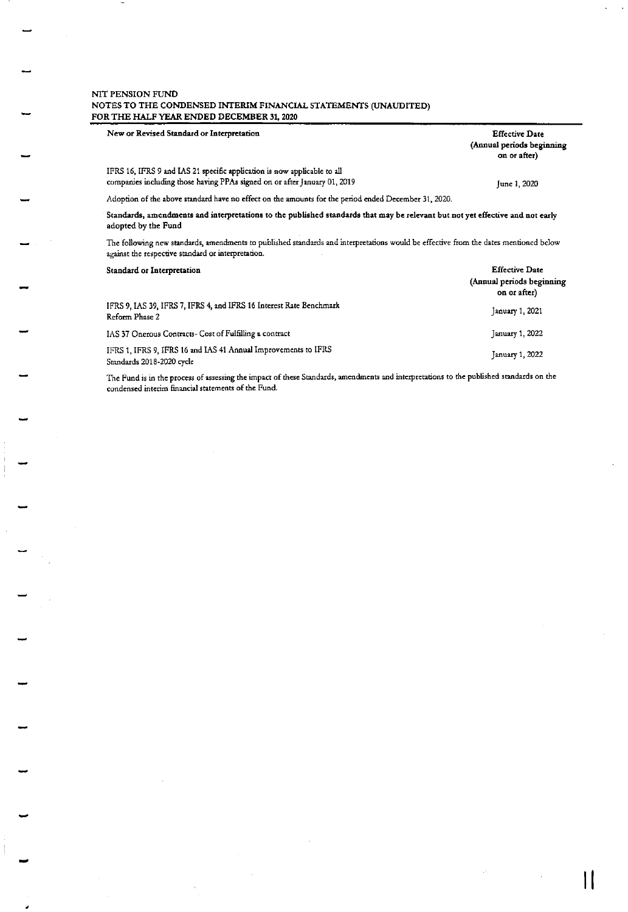NIT PENSION FUND
NOTES TO THE CONDENSED INTERIM FINANCIAL STATEMENTS (UNAUDITED)
FOR THE HALF YEAR ENDED DECEMBER 31, 2020

| New or Revised Standard or Interpretation | Effective Date (Annual periods beginning on or after) |
|---|---|
| IFRS 16, IFRS 9 and IAS 21 specific application is now applicable to all companies including those having PPAs signed on or after January 01, 2019 | June 1, 2020 |

Adoption of the above standard have no effect on the amounts for the period ended December 31, 2020.

**Standards, amendments and interpretations to the published standards that may be relevant but not yet effective and not early adopted by the Fund**

The following new standards, amendments to published standards and interpretations would be effective from the dates mentioned below against the respective standard or interpretation.

| Standard or Interpretation | Effective Date (Annual periods beginning on or after) |
|---|---|
| IFRS 9, IAS 39, IFRS 7, IFRS 4, and IFRS 16 Interest Rate Benchmark Reform Phase 2 | January 1, 2021 |
| IAS 37 Onerous Contracts- Cost of Fulfilling a contract | January 1, 2022 |
| IFRS 1, IFRS 9, IFRS 16 and IAS 41 Annual Improvements to IFRS Standards 2018-2020 cycle | January 1, 2022 |

The Fund is in the process of assessing the impact of these Standards, amendments and interpretations to the published standards on the condensed interim financial statements of the Fund.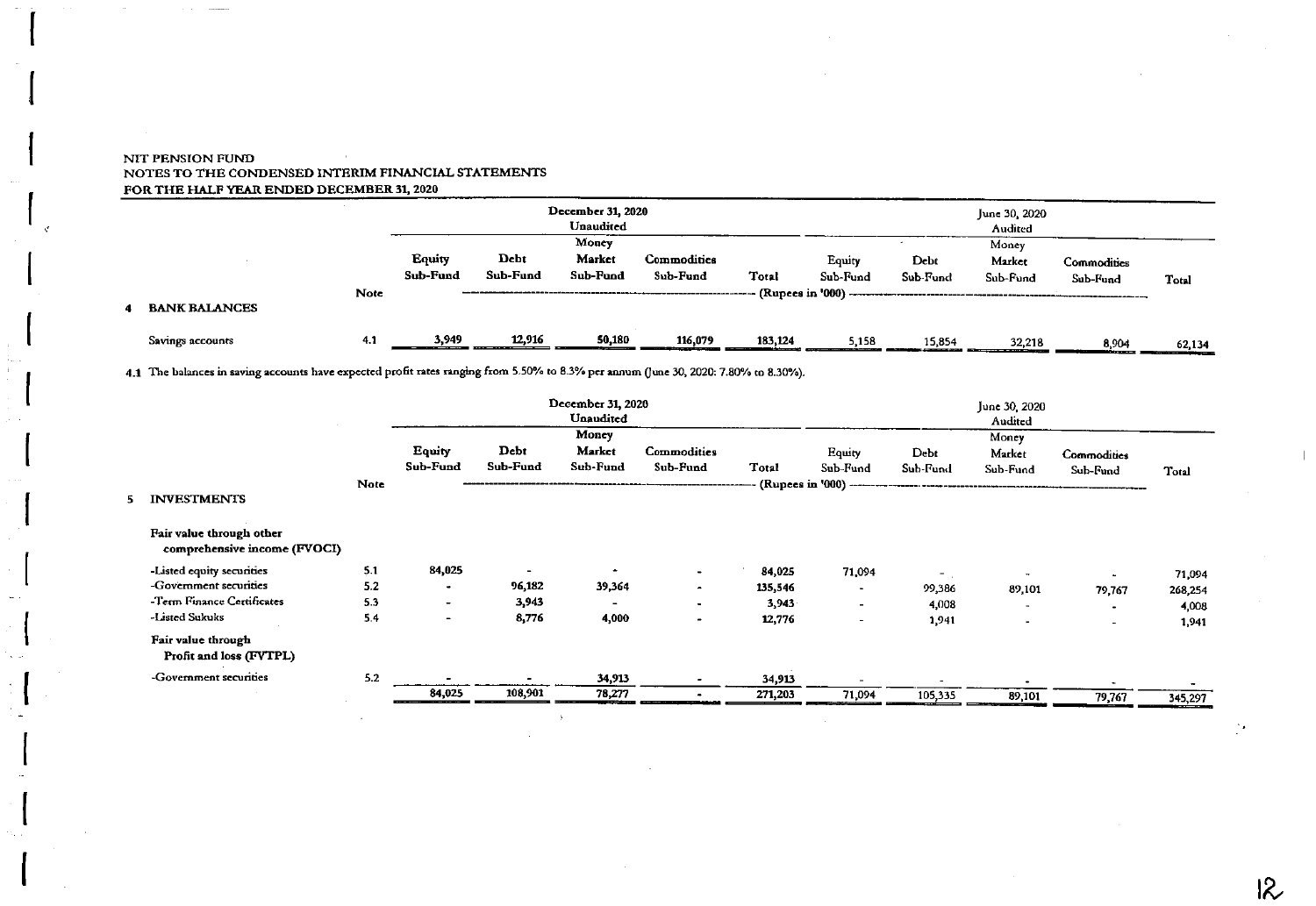NIT PENSION FUND
NOTES TO THE CONDENSED INTERIM FINANCIAL STATEMENTS
FOR THE HALF YEAR ENDED DECEMBER 31, 2020

| | Note | December 31, 2020 Unaudited | | | | | June 30, 2020 Audited | | | | |
|---|---|---|---|---|---|---|---|---|---|---|---|
| | | Equity Sub-Fund | Debt Sub-Fund | Money Market Sub-Fund | Commodities Sub-Fund | Total | Equity Sub-Fund | Debt Sub-Fund | Money Market Sub-Fund | Commodities Sub-Fund | Total |
| | | (Rupees in '000) | | | | | | | | | |
| **4 BANK BALANCES** | | | | | | | | | | | |
| Savings accounts | 4.1 | 3,949 | 12,916 | 50,180 | 116,079 | 183,124 | 5,158 | 15,854 | 32,218 | 8,904 | 62,134 |

4.1 The balances in saving accounts have expected profit rates ranging from 5.50% to 8.3% per annum (June 30, 2020: 7.80% to 8.30%).

| | Note | December 31, 2020 Unaudited | | | | | June 30, 2020 Audited | | | | |
|---|---|---|---|---|---|---|---|---|---|---|---|
| | | Equity Sub-Fund | Debt Sub-Fund | Money Market Sub-Fund | Commodities Sub-Fund | Total | Equity Sub-Fund | Debt Sub-Fund | Money Market Sub-Fund | Commodities Sub-Fund | Total |
| | | (Rupees in '000) | | | | | | | | | |
| **5 INVESTMENTS** | | | | | | | | | | | |
| **Fair value through other comprehensive income (FVOCI)** | | | | | | | | | | | |
| -Listed equity securities | 5.1 | 84,025 | - | - | - | 84,025 | 71,094 | - | - | - | 71,094 |
| -Government securities | 5.2 | - | 96,182 | 39,364 | - | 135,546 | - | 99,386 | 89,101 | 79,767 | 268,254 |
| -Term Finance Certificates | 5.3 | - | 3,943 | - | - | 3,943 | - | 4,008 | - | - | 4,008 |
| -Listed Sukuks | 5.4 | - | 8,776 | 4,000 | - | 12,776 | - | 1,941 | - | - | 1,941 |
| **Fair value through Profit and loss (FVTPL)** | | | | | | | | | | | |
| -Government securities | 5.2 | - | - | 34,913 | - | 34,913 | - | - | - | - | - |
| | | 84,025 | 108,901 | 78,277 | - | 271,203 | 71,094 | 105,335 | 89,101 | 79,767 | 345,297 |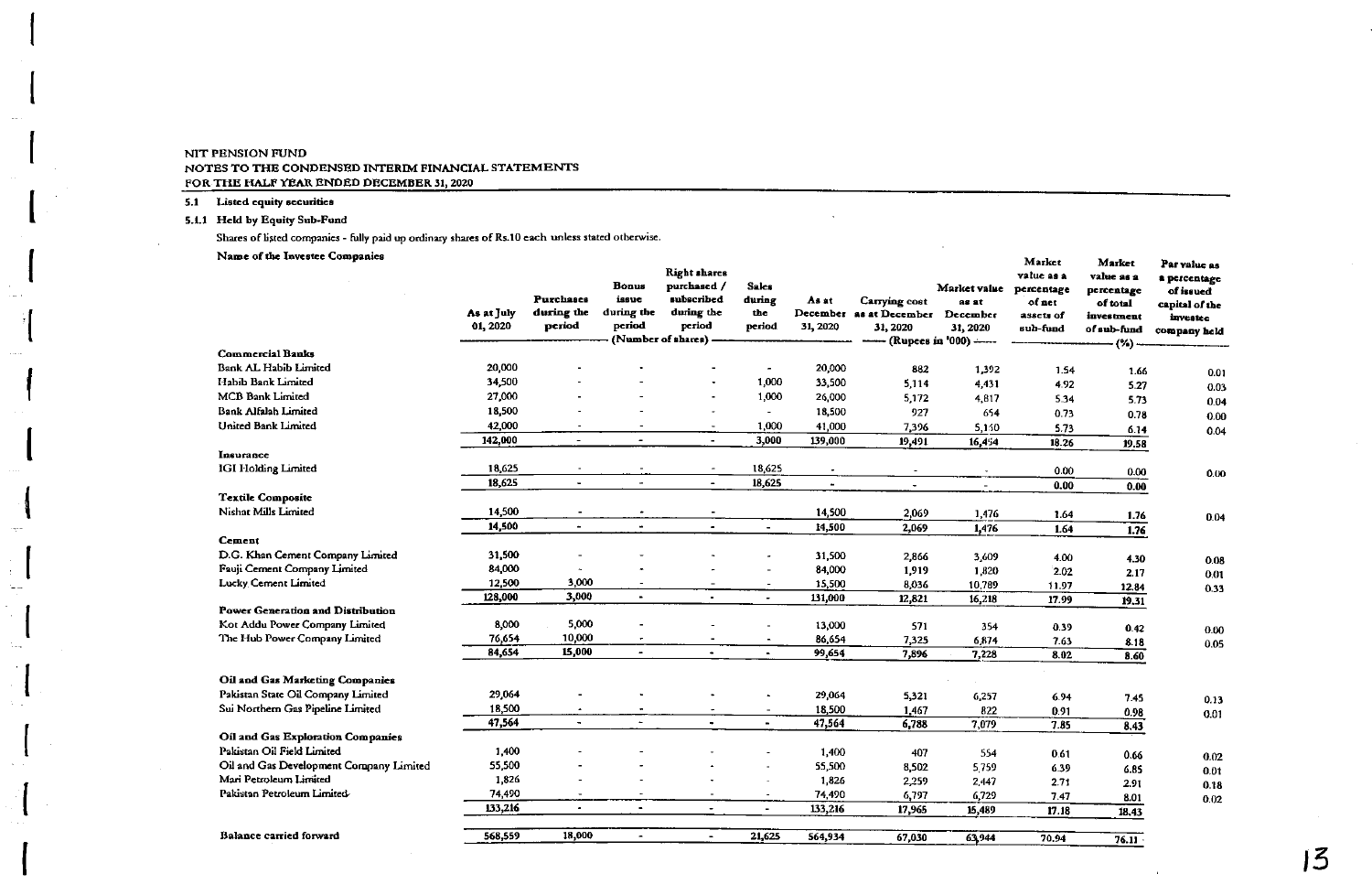NIT PENSION FUND
NOTES TO THE CONDENSED INTERIM FINANCIAL STATEMENTS
FOR THE HALF YEAR ENDED DECEMBER 31, 2020

**5.1 Listed equity securities**

**5.1.1 Held by Equity Sub-Fund**

Shares of listed companies - fully paid up ordinary shares of Rs.10 each unless stated otherwise.

| Name of the Investee Companies | As at July 01, 2020 | Purchases during the period | Bonus issue during the period | Right shares purchased / subscribed during the period | Sales during the period | As at December 31, 2020 | Carrying cost as at December 31, 2020 | Market value as at December 31, 2020 | Market value as a percentage of net assets of sub-fund | Market value as a percentage of total investment of sub-fund | Par value as a percentage of issued capital of the investee company held |
|---|---|---|---|---|---|---|---|---|---|---|---|
| | (Number of shares) | | | | | | (Rupees in '000) | | (%) | | |
| **Commercial Banks** | | | | | | | | | | | |
| Bank AL Habib Limited | 20,000 | - | - | - | - | 20,000 | 882 | 1,392 | 1.54 | 1.66 | 0.01 |
| Habib Bank Limited | 34,500 | - | - | - | 1,000 | 33,500 | 5,114 | 4,431 | 4.92 | 5.27 | 0.03 |
| MCB Bank Limited | 27,000 | - | - | - | 1,000 | 26,000 | 5,172 | 4,817 | 5.34 | 5.73 | 0.04 |
| Bank Alfalah Limited | 18,500 | - | - | - | - | 18,500 | 927 | 654 | 0.73 | 0.78 | 0.00 |
| United Bank Limited | 42,000 | - | - | - | 1,000 | 41,000 | 7,396 | 5,160 | 5.73 | 6.14 | 0.04 |
| | 142,000 | - | - | - | 3,000 | 139,000 | 19,491 | 16,454 | 18.26 | 19.58 | |
| **Insurance** | | | | | | | | | | | |
| IGI Holding Limited | 18,625 | - | - | - | 18,625 | - | - | - | 0.00 | 0.00 | 0.00 |
| | 18,625 | - | - | - | 18,625 | - | - | - | 0.00 | 0.00 | |
| **Textile Composite** | | | | | | | | | | | |
| Nishat Mills Limited | 14,500 | - | - | - | | 14,500 | 2,069 | 1,476 | 1.64 | 1.76 | 0.04 |
| | 14,500 | - | - | - | - | 14,500 | 2,069 | 1,476 | 1.64 | 1.76 | |
| **Cement** | | | | | | | | | | | |
| D.G. Khan Cement Company Limited | 31,500 | - | - | - | - | 31,500 | 2,866 | 3,609 | 4.00 | 4.30 | 0.08 |
| Fauji Cement Company Limited | 84,000 | - | - | - | - | 84,000 | 1,919 | 1,820 | 2.02 | 2.17 | 0.01 |
| Lucky Cement Limited | 12,500 | 3,000 | - | - | - | 15,500 | 8,036 | 10,789 | 11.97 | 12.84 | 0.33 |
| | 128,000 | 3,000 | - | - | - | 131,000 | 12,821 | 16,218 | 17.99 | 19.31 | |
| **Power Generation and Distribution** | | | | | | | | | | | |
| Kot Addu Power Company Limited | 8,000 | 5,000 | - | - | - | 13,000 | 571 | 354 | 0.39 | 0.42 | 0.00 |
| The Hub Power Company Limited | 76,654 | 10,000 | - | - | - | 86,654 | 7,325 | 6,874 | 7.63 | 8.18 | 0.05 |
| | 84,654 | 15,000 | - | - | - | 99,654 | 7,896 | 7,228 | 8.02 | 8.60 | |
| **Oil and Gas Marketing Companies** | | | | | | | | | | | |
| Pakistan State Oil Company Limited | 29,064 | - | - | - | - | 29,064 | 5,321 | 6,257 | 6.94 | 7.45 | 0.13 |
| Sui Northern Gas Pipeline Limited | 18,500 | - | - | - | - | 18,500 | 1,467 | 822 | 0.91 | 0.98 | 0.01 |
| | 47,564 | - | - | - | - | 47,564 | 6,788 | 7,079 | 7.85 | 8.43 | |
| **Oil and Gas Exploration Companies** | | | | | | | | | | | |
| Pakistan Oil Field Limited | 1,400 | - | - | - | - | 1,400 | 407 | 554 | 0.61 | 0.66 | 0.02 |
| Oil and Gas Development Company Limited | 55,500 | - | - | - | - | 55,500 | 8,502 | 5,759 | 6.39 | 6.85 | 0.01 |
| Mari Petroleum Limited | 1,826 | - | - | - | - | 1,826 | 2,259 | 2,447 | 2.71 | 2.91 | 0.18 |
| Pakistan Petroleum Limited | 74,490 | - | - | - | - | 74,490 | 6,797 | 6,729 | 7.47 | 8.01 | 0.02 |
| | 133,216 | - | - | - | - | 133,216 | 17,965 | 15,489 | 17.18 | 18.43 | |
| **Balance carried forward** | 568,559 | 18,000 | - | - | 21,625 | 564,934 | 67,030 | 63,944 | 70.94 | 76.11 | |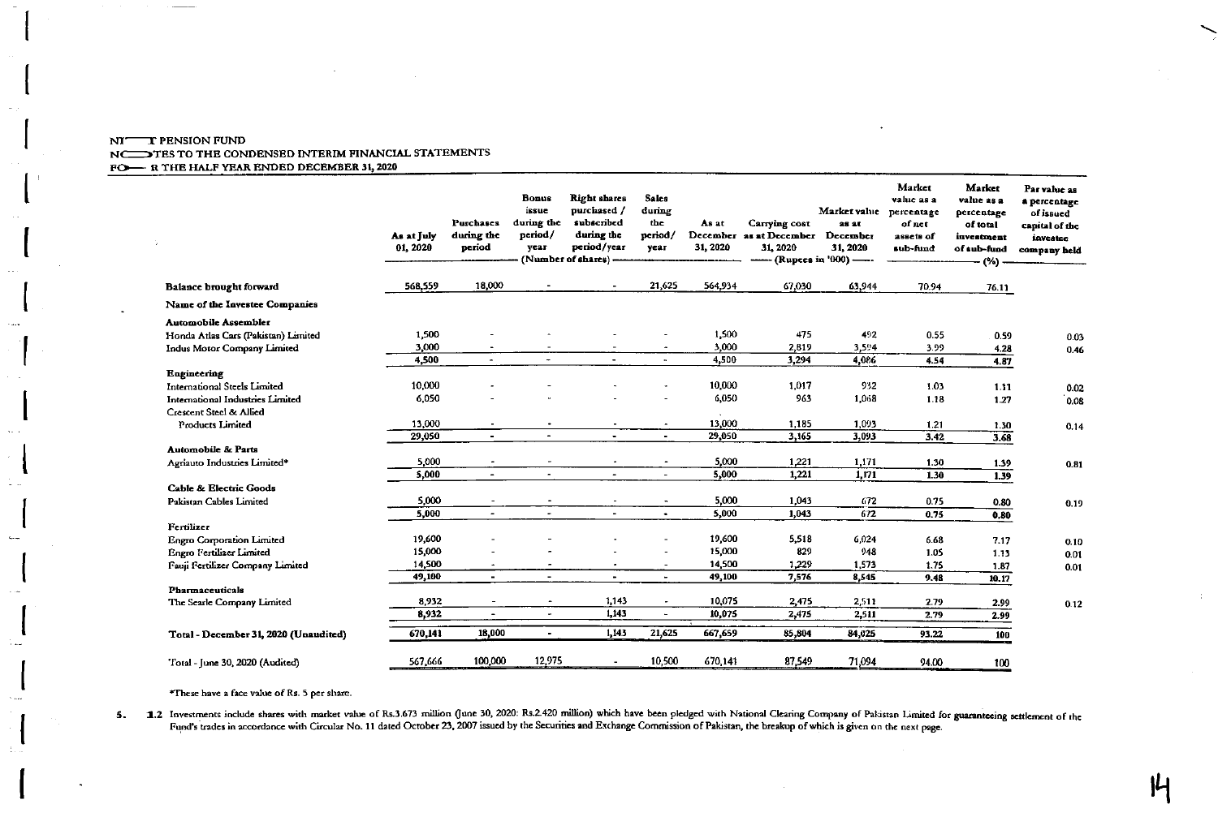NIT PENSION FUND
NOTES TO THE CONDENSED INTERIM FINANCIAL STATEMENTS
FOR THE HALF YEAR ENDED DECEMBER 31, 2020

| | As at July 01, 2020 | Purchases during the period | Bonus issue during the period/ year | Right shares purchased / subscribed during the period/year | Sales during the period/ year | As at December 31, 2020 | Carrying cost as at December 31, 2020 | Market value as at December 31, 2020 | Market value as a percentage of net assets of sub-fund | Market value as a percentage of total investment of sub-fund | Par value as a percentage of issued capital of the investee company held |
|---|---|---|---|---|---|---|---|---|---|---|---|
| | (Number of shares) | | | | | | (Rupees in '000) | | (%) | | |
| **Balance brought forward** | 568,559 | 18,000 | - | - | 21,625 | 564,934 | 67,030 | 63,944 | 70.94 | 76.11 | |
| **Name of the Investee Companies** | | | | | | | | | | | |
| **Automobile Assembler** | | | | | | | | | | | |
| Honda Atlas Cars (Pakistan) Limited | 1,500 | - | - | - | - | 1,500 | 475 | 492 | 0.55 | 0.59 | 0.03 |
| Indus Motor Company Limited | 3,000 | - | - | - | - | 3,000 | 2,819 | 3,594 | 3.99 | 4.28 | 0.46 |
| | 4,500 | - | - | - | - | 4,500 | 3,294 | 4,086 | 4.54 | 4.87 | |
| **Engineering** | | | | | | | | | | | |
| International Steels Limited | 10,000 | - | - | - | - | 10,000 | 1,017 | 932 | 1.03 | 1.11 | 0.02 |
| International Industries Limited | 6,050 | - | - | - | - | 6,050 | 963 | 1,068 | 1.18 | 1.27 | 0.08 |
| Crescent Steel & Allied Products Limited | 13,000 | - | - | - | - | 13,000 | 1,185 | 1,093 | 1.21 | 1.30 | 0.14 |
| | 29,050 | - | - | - | - | 29,050 | 3,165 | 3,093 | 3.42 | 3.68 | |
| **Automobile & Parts** | | | | | | | | | | | |
| Agriauto Industries Limited* | 5,000 | - | - | - | - | 5,000 | 1,221 | 1,171 | 1.30 | 1.39 | 0.81 |
| | 5,000 | - | - | - | - | 5,000 | 1,221 | 1,171 | 1.30 | 1.39 | |
| **Cable & Electric Goods** | | | | | | | | | | | |
| Pakistan Cables Limited | 5,000 | - | - | - | - | 5,000 | 1,043 | 672 | 0.75 | 0.80 | 0.19 |
| | 5,000 | - | - | - | - | 5,000 | 1,043 | 672 | 0.75 | 0.80 | |
| **Fertilizer** | | | | | | | | | | | |
| Engro Corporation Limited | 19,600 | - | - | - | - | 19,600 | 5,518 | 6,024 | 6.68 | 7.17 | 0.10 |
| Engro Fertilizer Limited | 15,000 | - | - | - | - | 15,000 | 829 | 948 | 1.05 | 1.13 | 0.01 |
| Fauji Fertilizer Company Limited | 14,500 | - | - | - | - | 14,500 | 1,229 | 1,573 | 1.75 | 1.87 | 0.01 |
| | 49,100 | - | - | - | - | 49,100 | 7,576 | 8,545 | 9.48 | 10.17 | |
| **Pharmaceuticals** | | | | | | | | | | | |
| The Searle Company Limited | 8,932 | - | - | 1,143 | - | 10,075 | 2,475 | 2,511 | 2.79 | 2.99 | 0.12 |
| | 8,932 | - | - | 1,143 | - | 10,075 | 2,475 | 2,511 | 2.79 | 2.99 | |
| **Total - December 31, 2020 (Unaudited)** | 670,141 | 18,000 | - | 1,143 | 21,625 | 667,659 | 85,804 | 84,025 | 93.22 | 100 | |
| Total - June 30, 2020 (Audited) | 567,666 | 100,000 | 12,975 | - | 10,500 | 670,141 | 87,549 | 71,094 | 94.00 | 100 | |

*These have a face value of Rs. 5 per share.

5.1.2 Investments include shares with market value of Rs.3.673 million (June 30, 2020: Rs.2.420 million) which have been pledged with National Clearing Company of Pakistan Limited for guaranteeing settlement of the Fund's trades in accordance with Circular No. 11 dated October 23, 2007 issued by the Securities and Exchange Commission of Pakistan, the breakup of which is given on the next page.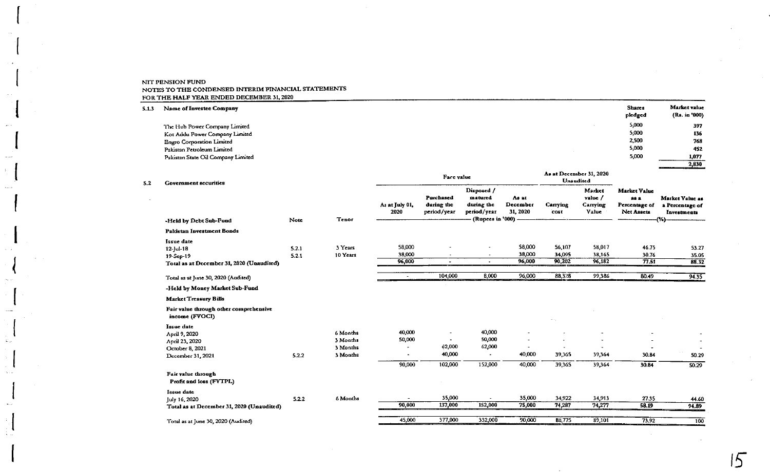NIT PENSION FUND
NOTES TO THE CONDENSED INTERIM FINANCIAL STATEMENTS
FOR THE HALF YEAR ENDED DECEMBER 31, 2020

5.1.3

| Name of Investee Company | Shares pledged | Market value (Rs. in '000) |
|---|---|---|
| The Hub Power Company Limited | 5,000 | 397 |
| Kot Addu Power Company Limited | 5,000 | 136 |
| Engro Corporation Limited | 2,500 | 768 |
| Pakistan Petroleum Limited | 5,000 | 452 |
| Pakistan State Oil Company Limited | 5,000 | 1,077 |
| | | 2,830 |

5.2 Government securities

| | | | Face value | | | | As at December 31, 2020 Unaudited | | | |
|---|---|---|---|---|---|---|---|---|---|---|
| | Note | Tenor | As at July 01, 2020 | Purchased during the period/year | Disposed / matured during the period/year | As at December 31, 2020 | Carrying cost | Market value / Carrying Value | Market Value as a Percentage of Net Assets | Market Value as a Percentage of Investments |
| | | | (Rupees in '000) | | | | | | (%) | |
| **-Held by Debt Sub-Fund** | | | | | | | | | | |
| **Pakistan Investment Bonds** | | | | | | | | | | |
| **Issue date** | | | | | | | | | | |
| 12-Jul-18 | 5.2.1 | 3 Years | 58,000 | - | - | 58,000 | 56,107 | 58,017 | 46.75 | 53.27 |
| 19-Sep-19 | 5.2.1 | 10 Years | 38,000 | - | - | 38,000 | 34,095 | 38,165 | 30.76 | 35.05 |
| **Total as at December 31, 2020 (Unaudited)** | | | 96,000 | - | - | 96,000 | 90,202 | 96,182 | 77.51 | 88.32 |
| Total as at June 30, 2020 (Audited) | | | - | 104,000 | 8,000 | 96,000 | 88,328 | 99,386 | 80.49 | 94.35 |
| **-Held by Money Market Sub-Fund** | | | | | | | | | | |
| **Market Treasury Bills** | | | | | | | | | | |
| **Fair value through other comprehensive income (FVOCI)** | | | | | | | | | | |
| **Issue date** | | | | | | | | | | |
| April 9, 2020 | | 6 Months | 40,000 | - | 40,000 | - | - | - | - | - |
| April 23, 2020 | | 3 Months | 50,000 | - | 50,000 | - | - | - | - | - |
| October 8, 2021 | | 3 Months | - | 62,000 | 62,000 | - | - | - | - | - |
| December 31, 2021 | 5.2.2 | 3 Months | - | 40,000 | - | 40,000 | 39,365 | 39,364 | 30.84 | 50.29 |
| | | | 90,000 | 102,000 | 152,000 | 40,000 | 39,365 | 39,364 | 30.84 | 50.29 |
| **Fair value through Profit and loss (FVTPL)** | | | | | | | | | | |
| **Issue date** | | | | | | | | | | |
| July 16, 2020 | 5.2.2 | 6 Months | - | 35,000 | - | 35,000 | 34,922 | 34,913 | 27.35 | 44.60 |
| **Total as at December 31, 2020 (Unaudited)** | | | 90,000 | 137,000 | 152,000 | 75,000 | 74,287 | 74,277 | 58.19 | 94.89 |
| Total as at June 30, 2020 (Audited) | | | 45,000 | 377,000 | 332,000 | 90,000 | 88,775 | 89,101 | 73.92 | 100 |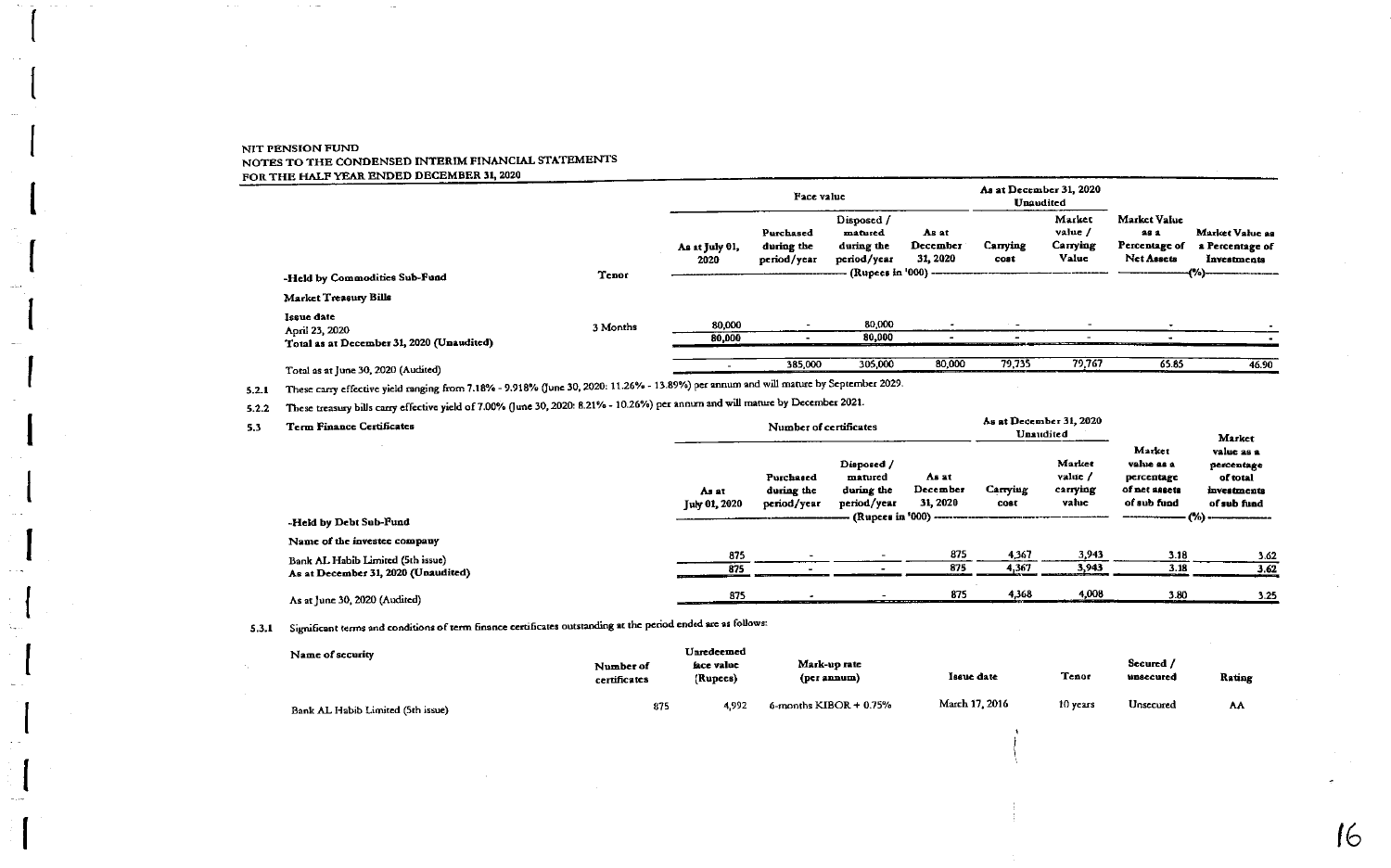NIT PENSION FUND
NOTES TO THE CONDENSED INTERIM FINANCIAL STATEMENTS
FOR THE HALF YEAR ENDED DECEMBER 31, 2020

| | | Face value | | | | As at December 31, 2020 Unaudited | | | |
|---|---|---|---|---|---|---|---|---|---|
| -Held by Commodities Sub-Fund | Tenor | As at July 01, 2020 | Purchased during the period/year | Disposed / matured during the period/year | As at December 31, 2020 | Carrying cost | Market value / Carrying Value | Market Value as a Percentage of Net Assets | Market Value as a Percentage of Investments |
| | | (Rupees in '000) | | | | | | (%) | |
| **Market Treasury Bills** | | | | | | | | | |
| Issue date | | | | | | | | | |
| April 23, 2020 | 3 Months | 80,000 | - | 80,000 | - | - | - | - | - |
| **Total as at December 31, 2020 (Unaudited)** | | 80,000 | - | 80,000 | - | - | - | - | - |
| Total as at June 30, 2020 (Audited) | | - | 385,000 | 305,000 | 80,000 | 79,735 | 79,767 | 65.85 | 46.90 |

5.2.1 These carry effective yield ranging from 7.18% - 9.918% (June 30, 2020: 11.26% - 13.89%) per annum and will mature by September 2029.

5.2.2 These treasury bills carry effective yield of 7.00% (June 30, 2020: 8.21% - 10.26%) per annum and will mature by December 2021.

### 5.3 Term Finance Certificates

| | Number of certificates | | | | As at December 31, 2020 Unaudited | | | |
|---|---|---|---|---|---|---|---|---|
| -Held by Debt Sub-Fund | As at July 01, 2020 | Purchased during the period/year | Disposed / matured during the period/year | As at December 31, 2020 | Carrying cost | Market value / carrying value | Market value as a percentage of net assets of sub fund | Market value as a percentage of total investments of sub fund |
| | | | | | (Rupees in '000) | | (%) | |
| Name of the investee company | | | | | | | | |
| Bank AL Habib Limited (5th issue) | 875 | - | - | 875 | 4,367 | 3,943 | 3.18 | 3.62 |
| **As at December 31, 2020 (Unaudited)** | 875 | - | - | 875 | 4,367 | 3,943 | 3.18 | 3.62 |
| As at June 30, 2020 (Audited) | 875 | - | - | 875 | 4,368 | 4,008 | 3.80 | 3.25 |

5.3.1 Significant terms and conditions of term finance certificates outstanding at the period ended are as follows:

| Name of security | Number of certificates | Unredeemed face value (Rupees) | Mark-up rate (per annum) | Issue date | Tenor | Secured / unsecured | Rating |
|---|---|---|---|---|---|---|---|
| Bank AL Habib Limited (5th issue) | 875 | 4,992 | 6-months KIBOR + 0.75% | March 17, 2016 | 10 years | Unsecured | AA |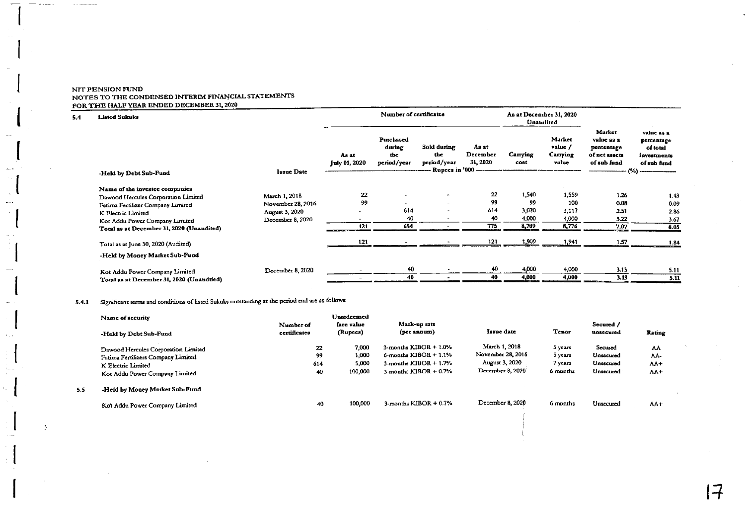NIT PENSION FUND
NOTES TO THE CONDENSED INTERIM FINANCIAL STATEMENTS
FOR THE HALF YEAR ENDED DECEMBER 31, 2020

### 5.4 Listed Sukuks

| | | Number of certificates | | | | As at December 31, 2020 Unaudited | | | |
|---|---|---|---|---|---|---|---|---|---|
| -Held by Debt Sub-Fund | Issue Date | As at July 01, 2020 | Purchased during the period/year | Sold during the period/year | As at December 31, 2020 | Carrying cost | Market value / Carrying value | Market value as a percentage of net assets of sub fund | Market value as a percentage of total investments of sub fund |
| | | | | Rupees in '000 | | | | (%) | |
| **Name of the investee companies** | | | | | | | | | |
| Dawood Hercules Corporation Limited | March 1, 2018 | 22 | - | - | 22 | 1,540 | 1,559 | 1.26 | 1.43 |
| Fatima Fertilizer Company Limited | November 28, 2016 | 99 | - | - | 99 | 99 | 100 | 0.08 | 0.09 |
| K Electric Limited | August 3, 2020 | - | 614 | - | 614 | 3,070 | 3,117 | 2.51 | 2.86 |
| Kot Addu Power Company Limited | December 8, 2020 | - | 40 | - | 40 | 4,000 | 4,000 | 3.22 | 3.67 |
| **Total as at December 31, 2020 (Unaudited)** | | 121 | 654 | - | 775 | 8,709 | 8,776 | 7.07 | 8.05 |
| Total as at June 30, 2020 (Audited) | | 121 | - | - | 121 | 1,909 | 1,941 | 1.57 | 1.84 |
| **-Held by Money Market Sub-Fund** | | | | | | | | | |
| Kot Addu Power Company Limited | December 8, 2020 | - | 40 | - | 40 | 4,000 | 4,000 | 3.13 | 5.11 |
| **Total as at December 31, 2020 (Unaudtied)** | | - | 40 | - | 40 | 4,000 | 4,000 | 3.13 | 5.11 |

### 5.4.1 Significant terms and conditions of listed Sukuks outstanding at the period end are as follows:

| Name of security | Number of certificates | Unredeemed face value (Rupees) | Mark-up rate (per annum) | Issue date | Tenor | Secured / unsecured | Rating |
|---|---|---|---|---|---|---|---|
| **-Held by Debt Sub-Fund** | | | | | | | |
| Dawood Hercules Corporation Limited | 22 | 7,000 | 3-months KIBOR + 1.0% | March 1, 2018 | 5 years | Secured | AA |
| Fatima Fertilizers Company Limited | 99 | 1,000 | 6-months KIBOR + 1.1% | November 28, 2016 | 5 years | Unsecured | AA- |
| K Electric Limited | 614 | 5,000 | 3-months KIBOR + 1.7% | August 3, 2020 | 7 years | Unsecured | AA+ |
| Kot Addu Power Company Limited | 40 | 100,000 | 3-months KIBOR + 0.7% | December 8, 2020 | 6 months | Unsecured | AA+ |

### 5.5 -Held by Money Market Sub-Fund

| Name of security | Number of certificates | Unredeemed face value (Rupees) | Mark-up rate (per annum) | Issue date | Tenor | Secured / unsecured | Rating |
|---|---|---|---|---|---|---|---|
| Kot Addu Power Company Limited | 40 | 100,000 | 3-months KIBOR + 0.7% | December 8, 2020 | 6 months | Unsecured | AA+ |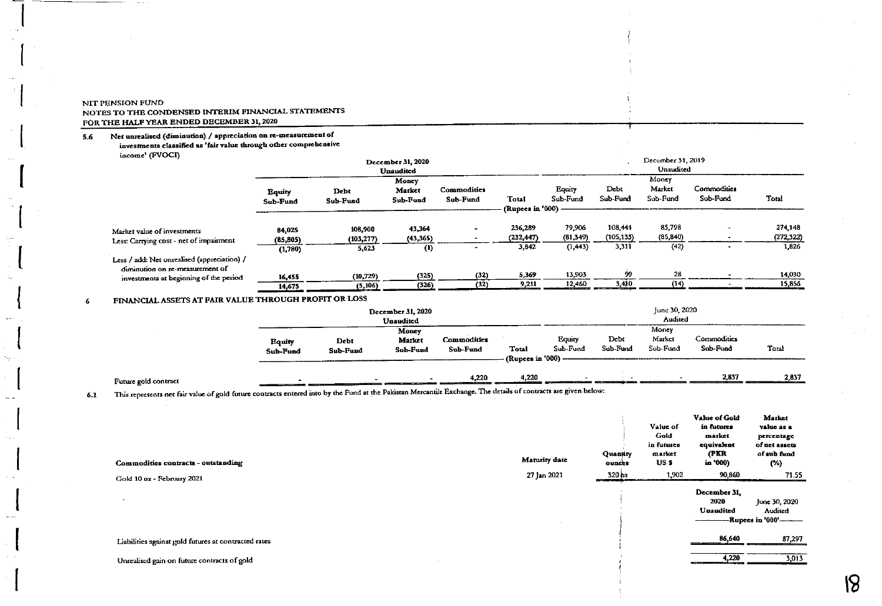NIT PENSION FUND
NOTES TO THE CONDENSED INTERIM FINANCIAL STATEMENTS
FOR THE HALF YEAR ENDED DECEMBER 31, 2020

**5.6 Net unrealised (diminution) / appreciation on re-measurement of investments classified as 'fair value through other comprehensive income' (FVOCI)**

| | December 31, 2020 Unaudited | | | | | December 31, 2019 Unaudited | | | | |
|---|---|---|---|---|---|---|---|---|---|---|
| | Equity Sub-Fund | Debt Sub-Fund | Money Market Sub-Fund | Commodities Sub-Fund | Total | Equity Sub-Fund | Debt Sub-Fund | Money Market Sub-Fund | Commodities Sub-Fund | Total |
| | (Rupees in '000) | | | | | | | | | |
| Market value of investments | 84,025 | 108,900 | 43,364 | - | 236,289 | 79,906 | 108,444 | 85,798 | - | 274,148 |
| Less: Carrying cost - net of impairment | (85,805) | (103,277) | (43,365) | - | (232,447) | (81,349) | (105,133) | (85,840) | - | (272,322) |
| | (1,780) | 5,623 | (1) | - | 3,842 | (1,443) | 3,311 | (42) | - | 1,826 |
| Less / add: Net unrealised (appreciation) / diminution on re-measurement of investments at beginning of the period | 16,455 | (10,729) | (325) | (32) | 5,369 | 13,903 | 99 | 28 | - | 14,030 |
| | 14,675 | (5,106) | (326) | (32) | 9,211 | 12,460 | 3,410 | (14) | - | 15,856 |

**6 FINANCIAL ASSETS AT FAIR VALUE THROUGH PROFIT OR LOSS**

| | December 31, 2020 Unaudited | | | | | June 30, 2020 Audited | | | | |
|---|---|---|---|---|---|---|---|---|---|---|
| | Equity Sub-Fund | Debt Sub-Fund | Money Market Sub-Fund | Commodities Sub-Fund | Total | Equity Sub-Fund | Debt Sub-Fund | Money Market Sub-Fund | Commodities Sub-Fund | Total |
| | (Rupees in '000) | | | | | | | | | |
| Future gold contract | - | - | - | 4,220 | 4,220 | - | - | - | 2,837 | 2,837 |

6.1 This represents net fair value of gold future contracts entered into by the Fund at the Pakistan Mercantile Exchange. The details of contracts are given below:

| Commodities contracts - outstanding | Maturity date | Quantity ounces | Value of Gold in futures market US $ | Value of Gold in futures market equivalent (PKR in '000) | Market value as a percentage of net assets of sub fund (%) |
|---|---|---|---|---|---|
| Gold 10 oz - February 2021 | 27 Jan 2021 | 320 oz | 1,902 | 90,860 | 71.55 |

| | December 31, 2020 Unaudited | June 30, 2020 Audited |
|---|---|---|
| | Rupees in '000 | |
| Liabilities against gold futures at contracted rates | 86,640 | 87,297 |
| Unrealised gain on future contracts of gold | 4,220 | 3,013 |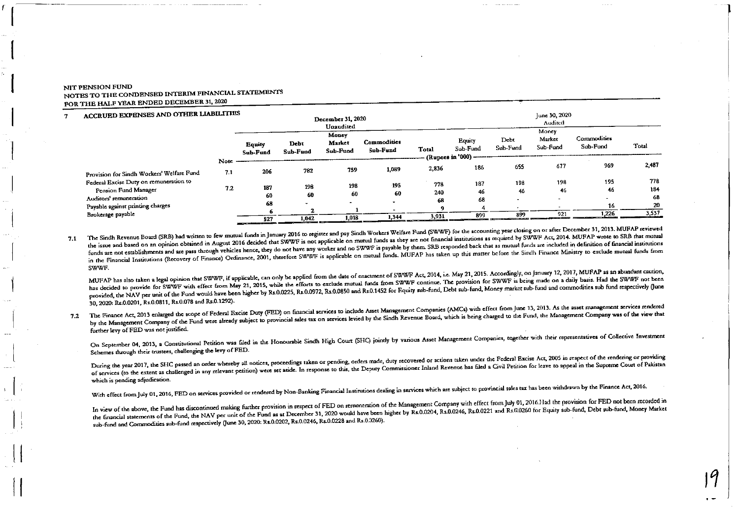NIT PENSION FUND

NOTES TO THE CONDENSED INTERIM FINANCIAL STATEMENTS

FOR THE HALF YEAR ENDED DECEMBER 31, 2020

## 7 ACCRUED EXPENSES AND OTHER LIABILITIES

| | Note | December 31, 2020 Unaudited | | | | | June 30, 2020 Audited | | | | |
|---|---|---|---|---|---|---|---|---|---|---|---|
| | | Equity Sub-Fund | Debt Sub-Fund | Money Market Sub-Fund | Commodities Sub-Fund | Total | Equity Sub-Fund | Debt Sub-Fund | Money Market Sub-Fund | Commodities Sub-Fund | Total |
| | | (Rupees in '000) | | | | | | | | | |
| Provision for Sindh Workers' Welfare Fund | 7.1 | 206 | 782 | 759 | 1,089 | 2,836 | 186 | 655 | 677 | 969 | 2,487 |
| Federal Excise Duty on remuneration to Pension Fund Manager | 7.2 | 187 | 198 | 198 | 195 | 778 | 187 | 198 | 198 | 195 | 778 |
| Auditors' remuneration | | 60 | 60 | 60 | 60 | 240 | 46 | 46 | 46 | 46 | 184 |
| Payable against printing charges | | 68 | - | - | - | 68 | 68 | - | - | - | 68 |
| Brokerage payable | | 6 | 2 | 1 | - | 9 | 4 | - | - | 16 | 20 |
| | | 527 | 1,042 | 1,018 | 1,344 | 3,931 | 899 | 899 | 921 | 1,226 | 3,537 |

7.1 The Sindh Revenue Board (SRB) had written to few mutual funds in January 2016 to register and pay Sindh Workers Welfare Fund (SWWF) for the accounting year closing on or after December 31, 2013. MUFAP reviewed the issue and based on an opinion obtained in August 2016 decided that SWWF is not applicable on mutual funds as they are not financial institutions as required by SWWF Act, 2014. MUFAP wrote to SRB that mutual funds are not establishments and are pass through vehicles hence, they do not have any worker and no SWWF is payable by them. SRB responded back that as mutual funds are included in definition of financial institutions in the Financial Institutions (Recovery of Finance) Ordinance, 2001, therefore SWWF is applicable on mutual funds. MUFAP has taken up this matter before the Sindh Finance Ministry to exclude mutual funds from SWWF.

MUFAP has also taken a legal opinion that SWWF, if applicable, can only be applied from the date of enactment of SWWF Act, 2014, i.e. May 21, 2015. Accordingly, on January 12, 2017, MUFAP as an abundant caution, has decided to provide for SWWF with effect from May 21, 2015, while the efforts to exclude mutual funds from SWWF continue. The provision for SWWF is being made on a daily basis. Had the SWWF not been provided, the NAV per unit of the Fund would have been higher by Rs.0.0225, Rs.0.0972, Rs.0.0850 and Rs.0.1452 for Equity sub-fund, Debt sub-fund, Money market sub-fund and commodities sub fund respectively (June 30, 2020: Rs.0.0201, Rs.0.0811, Rs.0.078 and Rs.0.1292).

7.2 The Finance Act, 2013 enlarged the scope of Federal Excise Duty (FED) on financial services to include Asset Management Companies (AMCs) with effect from June 13, 2013. As the asset management services rendered by the Management Company of the Fund were already subject to provincial sales tax on services levied by the Sindh Revenue Board, which is being charged to the Fund, the Management Company was of the view that further levy of FED was not justified.

On September 04, 2013, a Constitutional Petition was filed in the Honourable Sindh High Court (SHC) jointly by various Asset Management Companies, together with their representatives of Collective Investment Schemes through their trustees, challenging the levy of FED.

During the year 2017, the SHC passed an order whereby all notices, proceedings taken or pending, orders made, duty recovered or actions taken under the Federal Excise Act, 2005 in respect of the rendering or providing of services (to the extent as challenged in any relevant petition) were set aside. In response to this, the Deputy Commissioner Inland Revenue has filed a Civil Petition for leave to appeal in the Supreme Court of Pakistan which is pending adjudication.

With effect from July 01, 2016, FED on services provided or rendered by Non-Banking Financial Institutions dealing in services which are subject to provincial sales tax has been withdrawn by the Finance Act, 2016.

In view of the above, the Fund has discontinued making further provision in respect of FED on remuneration of the Management Company with effect from July 01, 2016.Had the provision for FED not been recorded in the financial statements of the Fund, the NAV per unit of the Fund as at December 31, 2020 would have been higher by Rs.0.0204, Rs.0.0246, Rs.0.0221 and Rs.0.0260 for Equity sub-fund, Debt sub-fund, Money Market sub-fund and Commodities sub-fund respectively (June 30, 2020: Rs.0.0202, Rs.0.0246, Rs.0.0228 and Rs.0.0260).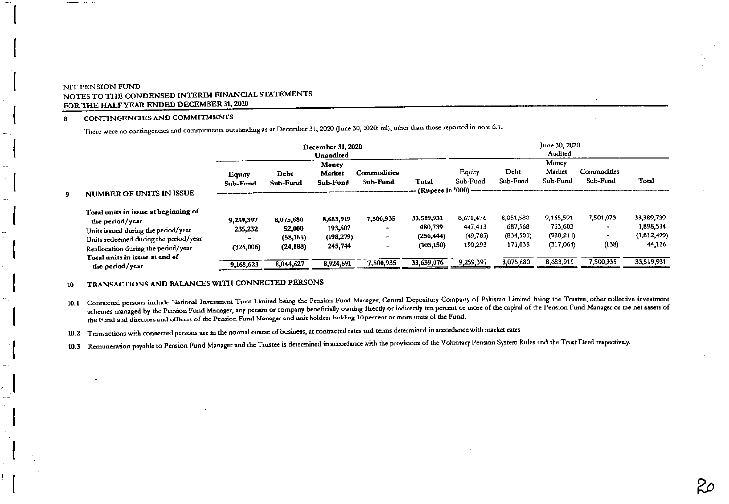NIT PENSION FUND
NOTES TO THE CONDENSED INTERIM FINANCIAL STATEMENTS
FOR THE HALF YEAR ENDED DECEMBER 31, 2020

## 8 CONTINGENCIES AND COMMITMENTS

There were no contingencies and commitments outstanding as at December 31, 2020 (June 30, 2020: nil), other than those reported in note 6.1.

## 9 NUMBER OF UNITS IN ISSUE

| | December 31, 2020 Unaudited | | | | | June 30, 2020 Audited | | | | |
|---|---|---|---|---|---|---|---|---|---|---|
| | Equity Sub-Fund | Debt Sub-Fund | Money Market Sub-Fund | Commodities Sub-Fund | Total | Equity Sub-Fund | Debt Sub-Fund | Money Market Sub-Fund | Commodities Sub-Fund | Total |
| | (Rupees in '000) | | | | | | | | | |
| Total units in issue at beginning of the period/year | 9,259,397 | 8,075,680 | 8,683,919 | 7,500,935 | 33,519,931 | 8,671,476 | 8,051,580 | 9,165,591 | 7,501,073 | 33,389,720 |
| Units issued during the period/year | 235,232 | 52,000 | 193,507 | - | 480,739 | 447,413 | 687,568 | 763,603 | - | 1,898,584 |
| Units redeemed during the period/year | - | (58,165) | (198,279) | - | (256,444) | (49,785) | (834,503) | (928,211) | - | (1,812,499) |
| Reallocation during the period/year | (326,006) | (24,888) | 245,744 | - | (105,150) | 190,293 | 171,035 | (317,064) | (138) | 44,126 |
| Total units in issue at end of the period/year | 9,168,623 | 8,044,627 | 8,924,891 | 7,500,935 | 33,639,076 | 9,259,397 | 8,075,680 | 8,683,919 | 7,500,935 | 33,519,931 |

## 10 TRANSACTIONS AND BALANCES WITH CONNECTED PERSONS

10.1 Connected persons include National Investment Trust Limited being the Pension Fund Manager, Central Depository Company of Pakistan Limited being the Trustee, other collective investment schemes managed by the Pension Fund Manager, any person or company beneficially owning directly or indirectly ten percent or more of the capital of the Pension Fund Manager or the net assets of the Fund and directors and officers of the Pension Fund Manager and unit holders holding 10 percent or more units of the Fund.

10.2 Transactions with connected persons are in the normal course of business, at contracted rates and terms determined in accordance with market rates.

10.3 Remuneration payable to Pension Fund Manager and the Trustee is determined in accordance with the provisions of the Voluntary Pension System Rules and the Trust Deed respectively.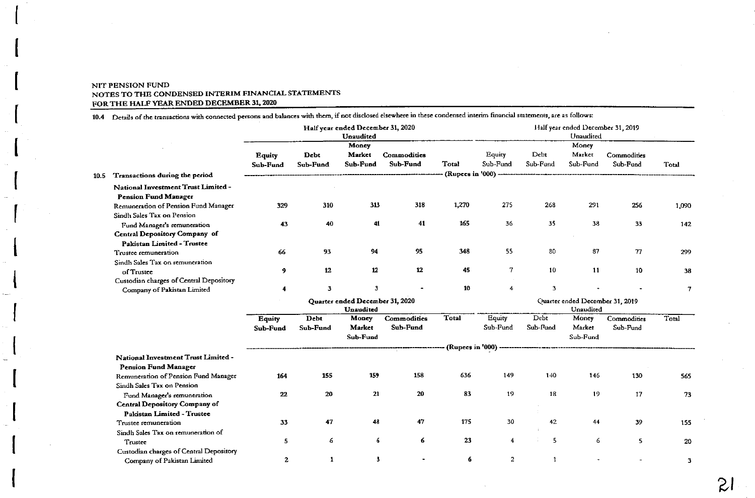NIT PENSION FUND
NOTES TO THE CONDENSED INTERIM FINANCIAL STATEMENTS
FOR THE HALF YEAR ENDED DECEMBER 31, 2020

10.4 Details of the transactions with connected persons and balances with them, if not disclosed elsewhere in these condensed interim financial statements, are as follows:

| | Half year ended December 31, 2020 Unaudited | | | | | Half year ended December 31, 2019 Unaudited | | | | |
|---|---|---|---|---|---|---|---|---|---|---|
| | Equity Sub-Fund | Debt Sub-Fund | Money Market Sub-Fund | Commodities Sub-Fund | Total | Equity Sub-Fund | Debt Sub-Fund | Money Market Sub-Fund | Commodities Sub-Fund | Total |
| **10.5 Transactions during the period** | (Rupees in '000) | | | | | | | | | |
| **National Investment Trust Limited - Pension Fund Manager** | | | | | | | | | | |
| Remuneration of Pension Fund Manager | 329 | 310 | 313 | 318 | 1,270 | 275 | 268 | 291 | 256 | 1,090 |
| Sindh Sales Tax on Pension Fund Manager's remuneration | 43 | 40 | 41 | 41 | 165 | 36 | 35 | 38 | 33 | 142 |
| **Central Depository Company of Pakistan Limited - Trustee** | | | | | | | | | | |
| Trustee remuneration | 66 | 93 | 94 | 95 | 348 | 55 | 80 | 87 | 77 | 299 |
| Sindh Sales Tax on remuneration of Trustee | 9 | 12 | 12 | 12 | 45 | 7 | 10 | 11 | 10 | 38 |
| Custodian charges of Central Depository Company of Pakistan Limited | 4 | 3 | 3 | - | 10 | 4 | 3 | - | - | 7 |

| | Quarter ended December 31, 2020 Unaudited | | | | | Quarter ended December 31, 2019 Unaudited | | | | |
|---|---|---|---|---|---|---|---|---|---|---|
| | Equity Sub-Fund | Debt Sub-Fund | Money Market Sub-Fund | Commodities Sub-Fund | Total | Equity Sub-Fund | Debt Sub-Fund | Money Market Sub-Fund | Commodities Sub-Fund | Total |
| | (Rupees in '000) | | | | | | | | | |
| **National Investment Trust Limited - Pension Fund Manager** | | | | | | | | | | |
| Remuneration of Pension Fund Manager | 164 | 155 | 159 | 158 | 636 | 149 | 140 | 146 | 130 | 565 |
| Sindh Sales Tax on Pension Fund Manager's remuneration | 22 | 20 | 21 | 20 | 83 | 19 | 18 | 19 | 17 | 73 |
| **Central Depository Company of Pakistan Limited - Trustee** | | | | | | | | | | |
| Trustee remuneration | 33 | 47 | 48 | 47 | 175 | 30 | 42 | 44 | 39 | 155 |
| Sindh Sales Tax on remuneration of Trustee | 5 | 6 | 6 | 6 | 23 | 4 | 5 | 6 | 5 | 20 |
| Custodian charges of Central Depository Company of Pakistan Limited | 2 | 1 | 3 | - | 6 | 2 | 1 | - | - | 3 |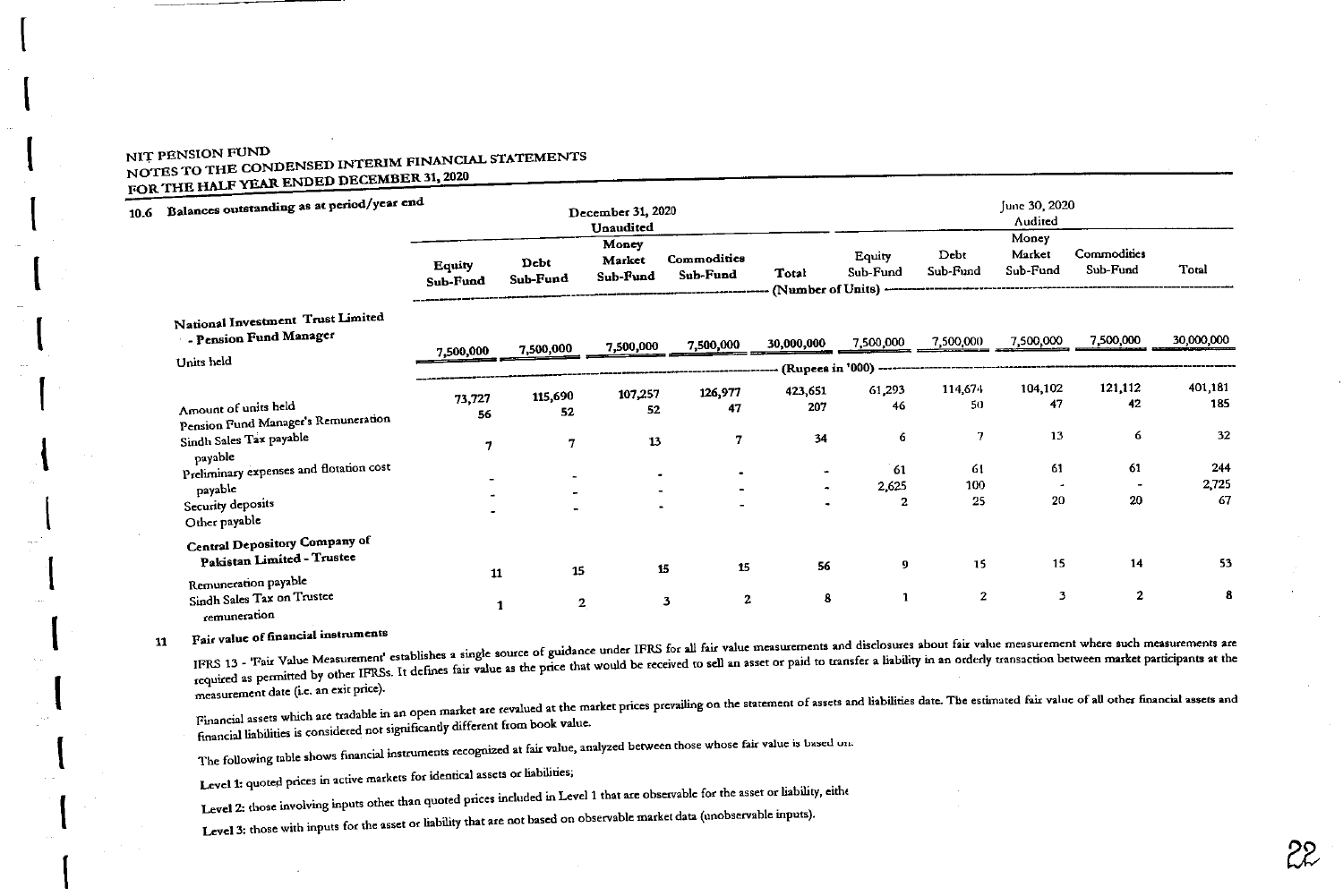NIT PENSION FUND
NOTES TO THE CONDENSED INTERIM FINANCIAL STATEMENTS
FOR THE HALF YEAR ENDED DECEMBER 31, 2020

### 10.6 Balances outstanding as at period/year end

| | December 31, 2020 Unaudited | | | | | June 30, 2020 Audited | | | | |
|---|---|---|---|---|---|---|---|---|---|---|
| | Equity Sub-Fund | Debt Sub-Fund | Money Market Sub-Fund | Commodities Sub-Fund | Total | Equity Sub-Fund | Debt Sub-Fund | Money Market Sub-Fund | Commodities Sub-Fund | Total |
| | (Number of Units) | | | | | | | | | |
| **National Investment Trust Limited - Pension Fund Manager** | | | | | | | | | | |
| Units held | 7,500,000 | 7,500,000 | 7,500,000 | 7,500,000 | 30,000,000 | 7,500,000 | 7,500,000 | 7,500,000 | 7,500,000 | 30,000,000 |
| | (Rupees in '000) | | | | | | | | | |
| Amount of units held | 73,727 | 115,690 | 107,257 | 126,977 | 423,651 | 61,293 | 114,674 | 104,102 | 121,112 | 401,181 |
| Pension Fund Manager's Remuneration | 56 | 52 | 52 | 47 | 207 | 46 | 50 | 47 | 42 | 185 |
| Sindh Sales Tax payable payable | 7 | 7 | 13 | 7 | 34 | 6 | 7 | 13 | 6 | 32 |
| Preliminary expenses and flotation cost payable | - | - | - | - | - | 61 | 61 | 61 | 61 | 244 |
| Security deposits | - | - | - | - | - | 2,625 | 100 | - | - | 2,725 |
| Other payable | - | - | - | - | - | 2 | 25 | 20 | 20 | 67 |
| **Central Depository Company of Pakistan Limited - Trustee** | | | | | | | | | | |
| Remuneration payable | 11 | 15 | 15 | 15 | 56 | 9 | 15 | 15 | 14 | 53 |
| Sindh Sales Tax on Trustee remuneration | 1 | 2 | 3 | 2 | 8 | 1 | 2 | 3 | 2 | 8 |

## 11 Fair value of financial instruments

IFRS 13 - 'Fair Value Measurement' establishes a single source of guidance under IFRS for all fair value measurements and disclosures about fair value measurement where such measurements are required as permitted by other IFRSs. It defines fair value as the price that would be received to sell an asset or paid to transfer a liability in an orderly transaction between market participants at the measurement date (i.e. an exit price).

Financial assets which are tradable in an open market are revalued at the market prices prevailing on the statement of assets and liabilities date. The estimated fair value of all other financial assets and financial liabilities is considered not significantly different from book value.

The following table shows financial instruments recognized at fair value, analyzed between those whose fair value is based on:

Level 1: quoted prices in active markets for identical assets or liabilities;

Level 2: those involving inputs other than quoted prices included in Level 1 that are observable for the asset or liability, eithe

Level 3: those with inputs for the asset or liability that are not based on observable market data (unobservable inputs).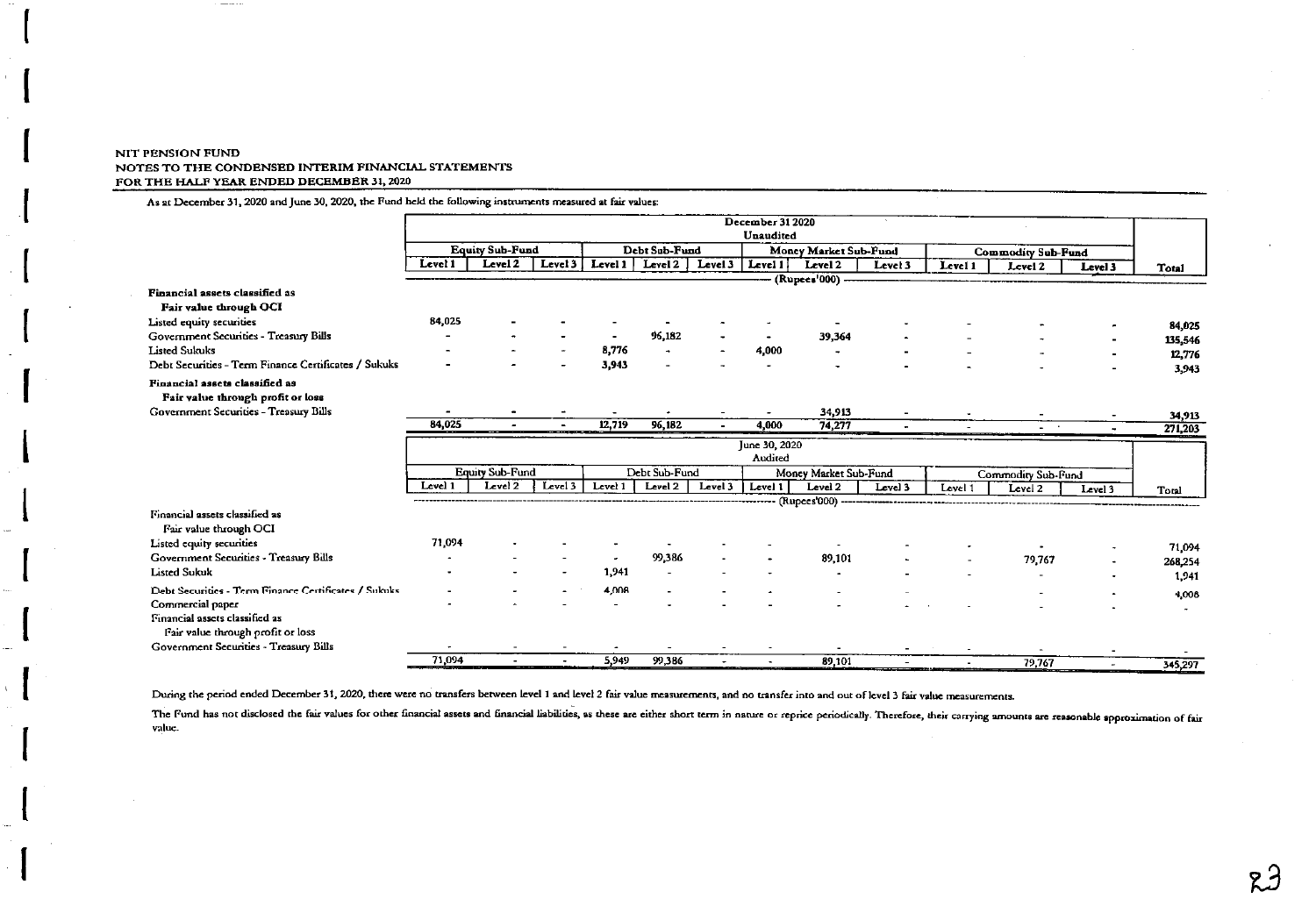NIT PENSION FUND
NOTES TO THE CONDENSED INTERIM FINANCIAL STATEMENTS
FOR THE HALF YEAR ENDED DECEMBER 31, 2020

As at December 31, 2020 and June 30, 2020, the Fund held the following instruments measured at fair values:

| | December 31 2020 Unaudited | | | | | | | | | | | | |
|---|---|---|---|---|---|---|---|---|---|---|---|---|---|
| | Equity Sub-Fund | | | Debt Sub-Fund | | | Money Market Sub-Fund | | | Commodity Sub-Fund | | | |
| | Level 1 | Level 2 | Level 3 | Level 1 | Level 2 | Level 3 | Level 1 | Level 2 | Level 3 | Level 1 | Level 2 | Level 3 | Total |
| | (Rupees'000) | | | | | | | | | | | | |
| **Financial assets classified as Fair value through OCI** | | | | | | | | | | | | | |
| Listed equity securities | 84,025 | - | - | - | - | - | - | - | - | - | - | - | 84,025 |
| Government Securities - Treasury Bills | - | - | - | - | 96,182 | - | - | 39,364 | - | - | - | - | 135,546 |
| Listed Sukuks | - | - | - | 8,776 | - | - | 4,000 | - | - | - | - | - | 12,776 |
| Debt Securities - Term Finance Certificates / Sukuks | - | - | - | 3,943 | - | - | - | - | - | - | - | - | 3,943 |
| **Financial assets classified as Fair value through profit or loss** | | | | | | | | | | | | | |
| Government Securities - Treasury Bills | - | - | - | - | - | - | - | 34,913 | - | - | - | - | 34,913 |
| | 84,025 | - | - | 12,719 | 96,182 | - | 4,000 | 74,277 | - | - | - | - | 271,203 |

| | June 30, 2020 Audited | | | | | | | | | | | | |
|---|---|---|---|---|---|---|---|---|---|---|---|---|---|
| | Equity Sub-Fund | | | Debt Sub-Fund | | | Money Market Sub-Fund | | | Commodity Sub-Fund | | | |
| | Level 1 | Level 2 | Level 3 | Level 1 | Level 2 | Level 3 | Level 1 | Level 2 | Level 3 | Level 1 | Level 2 | Level 3 | Total |
| | (Rupees'000) | | | | | | | | | | | | |
| Financial assets classified as Fair value through OCI | | | | | | | | | | | | | |
| Listed equity securities | 71,094 | - | - | - | - | - | - | - | - | - | - | - | 71,094 |
| Government Securities - Treasury Bills | - | - | - | - | 99,386 | - | - | 89,101 | - | - | 79,767 | - | 268,254 |
| Listed Sukuk | - | - | - | 1,941 | - | - | - | - | - | - | - | - | 1,941 |
| Debt Securities - Term Finance Certificates / Sukuks | - | - | - | 4,008 | - | - | - | - | - | - | - | - | 4,008 |
| Commercial paper | - | - | - | - | - | - | - | - | - | - | - | - | - |
| Financial assets classified as Fair value through profit or loss | | | | | | | | | | | | | |
| Government Securities - Treasury Bills | - | - | - | - | - | - | - | - | - | - | - | - | - |
| | 71,094 | - | - | 5,949 | 99,386 | - | - | 89,101 | - | - | 79,767 | - | 345,297 |

During the period ended December 31, 2020, there were no transfers between level 1 and level 2 fair value measurements, and no transfer into and out of level 3 fair value measurements.

The Fund has not disclosed the fair values for other financial assets and financial liabilities, as these are either short term in nature or reprice periodically. Therefore, their carrying amounts are reasonable approximation of fair value.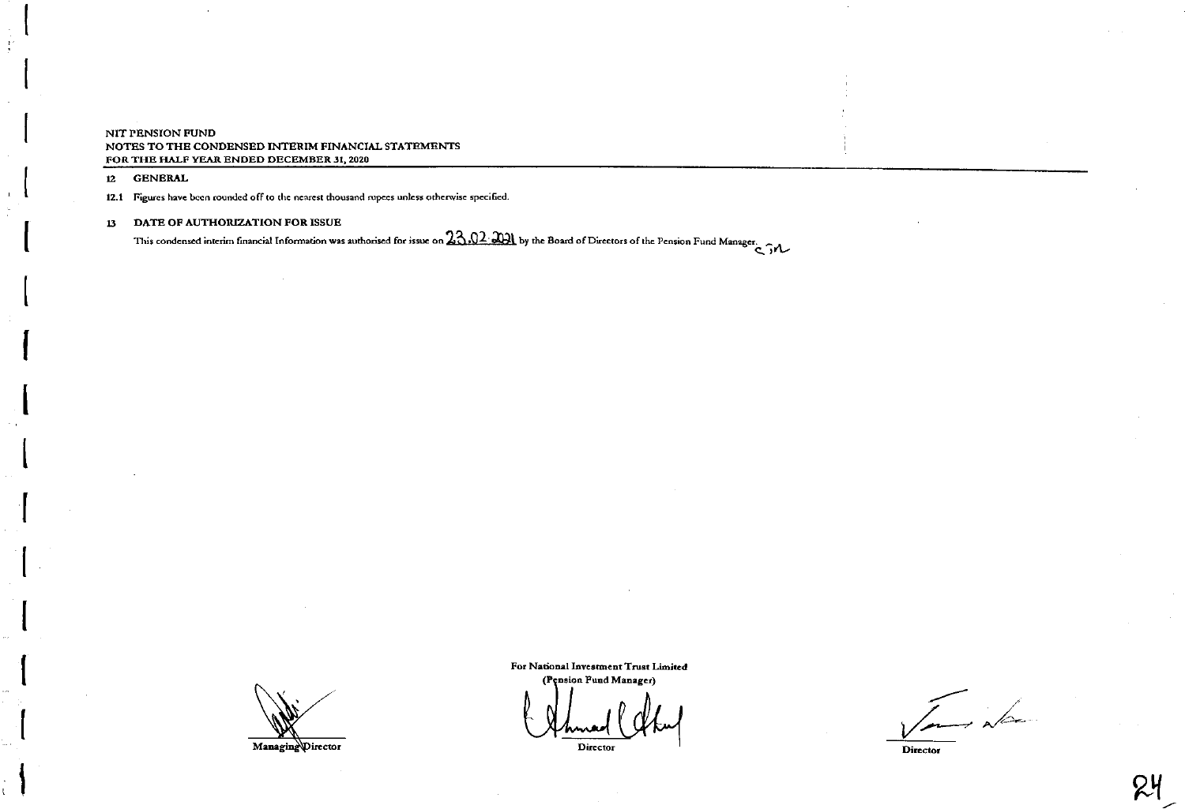NIT PENSION FUND
NOTES TO THE CONDENSED INTERIM FINANCIAL STATEMENTS
FOR THE HALF YEAR ENDED DECEMBER 31, 2020

## 12 GENERAL

12.1 Figures have been rounded off to the nearest thousand rupees unless otherwise specified.

## 13 DATE OF AUTHORIZATION FOR ISSUE

This condensed interim financial Information was authorised for issue on 23.02.2021 by the Board of Directors of the Pension Fund Manager.

For National Investment Trust Limited
(Pension Fund Manager)

Managing Director | Director | Director